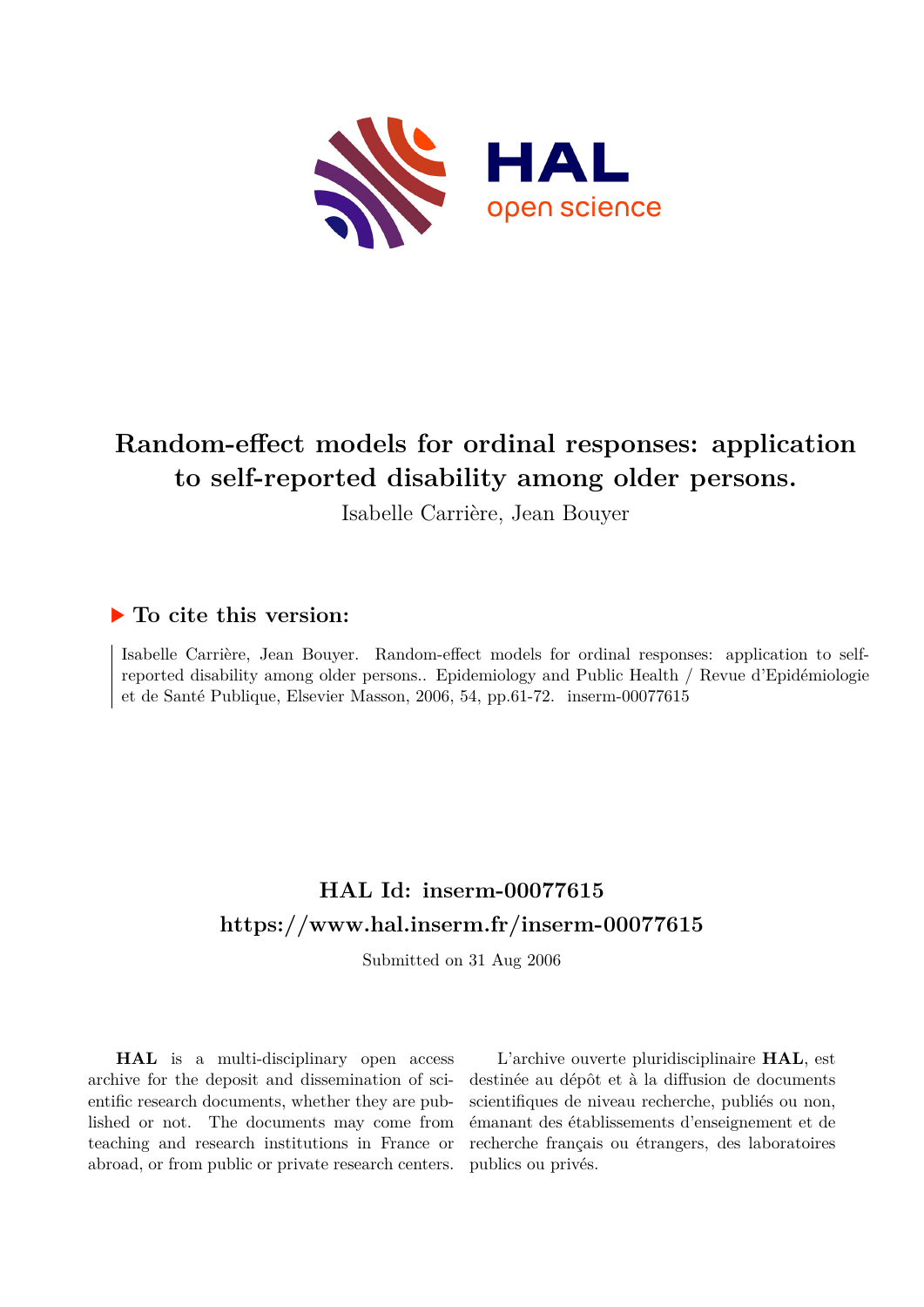# Random-effect models for ordinal responses: application to self-reported disability among older persons.

Isabelle Carrière, Jean Bouyer

## ▶ To cite this version:

Isabelle Carrière, Jean Bouyer. Random-effect models for ordinal responses: application to self-reported disability among older persons.. Epidemiology and Public Health / Revue d'Epidémiologie et de Santé Publique, Elsevier Masson, 2006, 54, pp.61-72. inserm-00077615

## HAL Id: inserm-00077615

## https://www.hal.inserm.fr/inserm-00077615

Submitted on 31 Aug 2006

**HAL** is a multi-disciplinary open access archive for the deposit and dissemination of scientific research documents, whether they are published or not. The documents may come from teaching and research institutions in France or abroad, or from public or private research centers.

L'archive ouverte pluridisciplinaire **HAL**, est destinée au dépôt et à la diffusion de documents scientifiques de niveau recherche, publiés ou non, émanant des établissements d'enseignement et de recherche français ou étrangers, des laboratoires publics ou privés.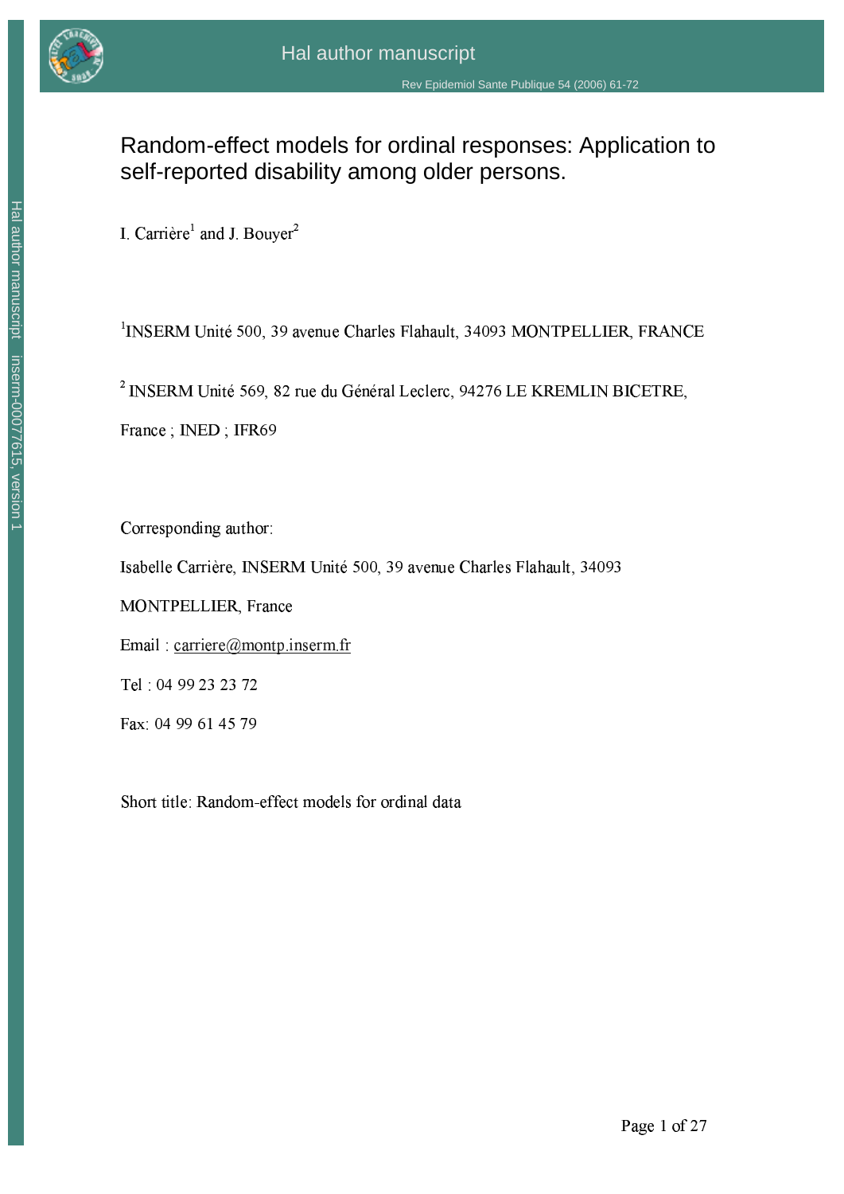# Random-effect models for ordinal responses: Application to self-reported disability among older persons.

I. Carrière[1] and J. Bouyer[2]

[1]INSERM Unité 500, 39 avenue Charles Flahault, 34093 MONTPELLIER, FRANCE

[2] INSERM Unité 569, 82 rue du Général Leclerc, 94276 LE KREMLIN BICETRE, France ; INED ; IFR69

Corresponding author:

Isabelle Carrière, INSERM Unité 500, 39 avenue Charles Flahault, 34093 MONTPELLIER, France

Email : carriere@montp.inserm.fr

Tel : 04 99 23 23 72

Fax: 04 99 61 45 79

Short title: Random-effect models for ordinal data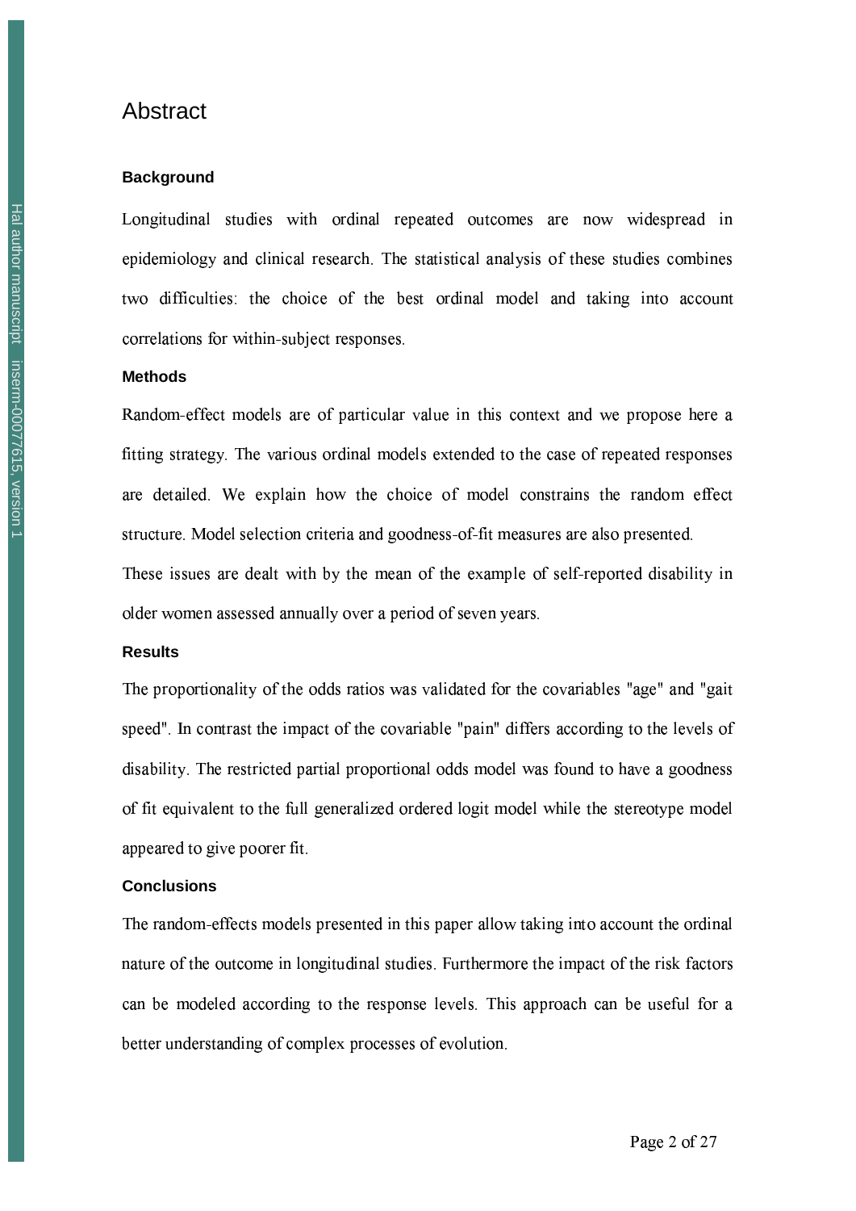# Abstract

### Background

Longitudinal studies with ordinal repeated outcomes are now widespread in epidemiology and clinical research. The statistical analysis of these studies combines two difficulties: the choice of the best ordinal model and taking into account correlations for within-subject responses.

### Methods

Random-effect models are of particular value in this context and we propose here a fitting strategy. The various ordinal models extended to the case of repeated responses are detailed. We explain how the choice of model constrains the random effect structure. Model selection criteria and goodness-of-fit measures are also presented.

These issues are dealt with by the mean of the example of self-reported disability in older women assessed annually over a period of seven years.

### Results

The proportionality of the odds ratios was validated for the covariables "age" and "gait speed". In contrast the impact of the covariable "pain" differs according to the levels of disability. The restricted partial proportional odds model was found to have a goodness of fit equivalent to the full generalized ordered logit model while the stereotype model appeared to give poorer fit.

### Conclusions

The random-effects models presented in this paper allow taking into account the ordinal nature of the outcome in longitudinal studies. Furthermore the impact of the risk factors can be modeled according to the response levels. This approach can be useful for a better understanding of complex processes of evolution.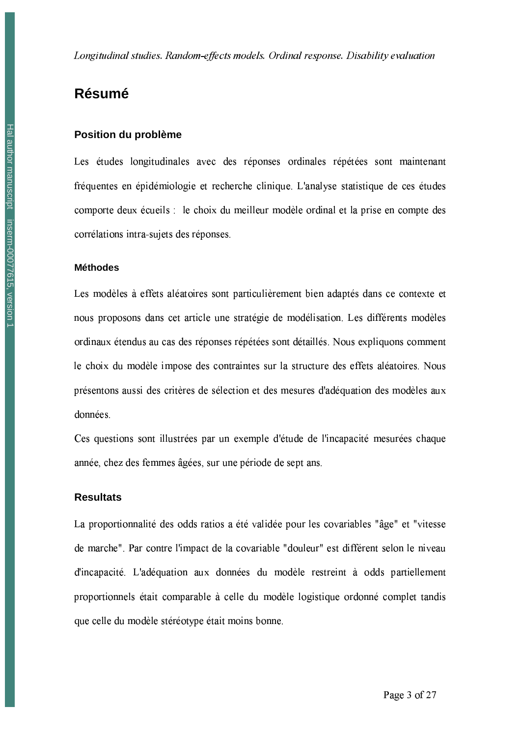*Longitudinal studies. Random-effects models. Ordinal response. Disability evaluation*

# Résumé

### Position du problème

Les études longitudinales avec des réponses ordinales répétées sont maintenant fréquentes en épidémiologie et recherche clinique. L'analyse statistique de ces études comporte deux écueils : le choix du meilleur modèle ordinal et la prise en compte des corrélations intra-sujets des réponses.

### Méthodes

Les modèles à effets aléatoires sont particulièrement bien adaptés dans ce contexte et nous proposons dans cet article une stratégie de modélisation. Les différents modèles ordinaux étendus au cas des réponses répétées sont détaillés. Nous expliquons comment le choix du modèle impose des contraintes sur la structure des effets aléatoires. Nous présentons aussi des critères de sélection et des mesures d'adéquation des modèles aux données.

Ces questions sont illustrées par un exemple d'étude de l'incapacité mesurées chaque année, chez des femmes âgées, sur une période de sept ans.

### Resultats

La proportionnalité des odds ratios a été validée pour les covariables "âge" et "vitesse de marche". Par contre l'impact de la covariable "douleur" est différent selon le niveau d'incapacité. L'adéquation aux données du modèle restreint à odds partiellement proportionnels était comparable à celle du modèle logistique ordonné complet tandis que celle du modèle stéréotype était moins bonne.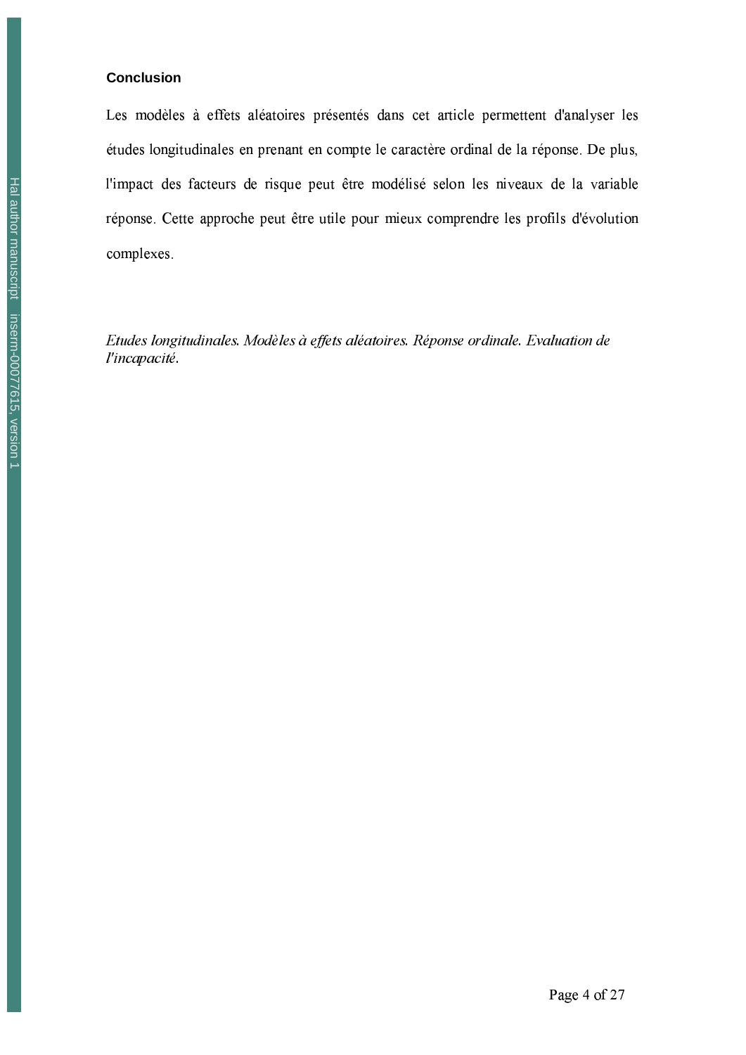**Conclusion**

Les modèles à effets aléatoires présentés dans cet article permettent d'analyser les études longitudinales en prenant en compte le caractère ordinal de la réponse. De plus, l'impact des facteurs de risque peut être modélisé selon les niveaux de la variable réponse. Cette approche peut être utile pour mieux comprendre les profils d'évolution complexes.

*Etudes longitudinales. Modèles à effets aléatoires. Réponse ordinale. Evaluation de l'incapacité.*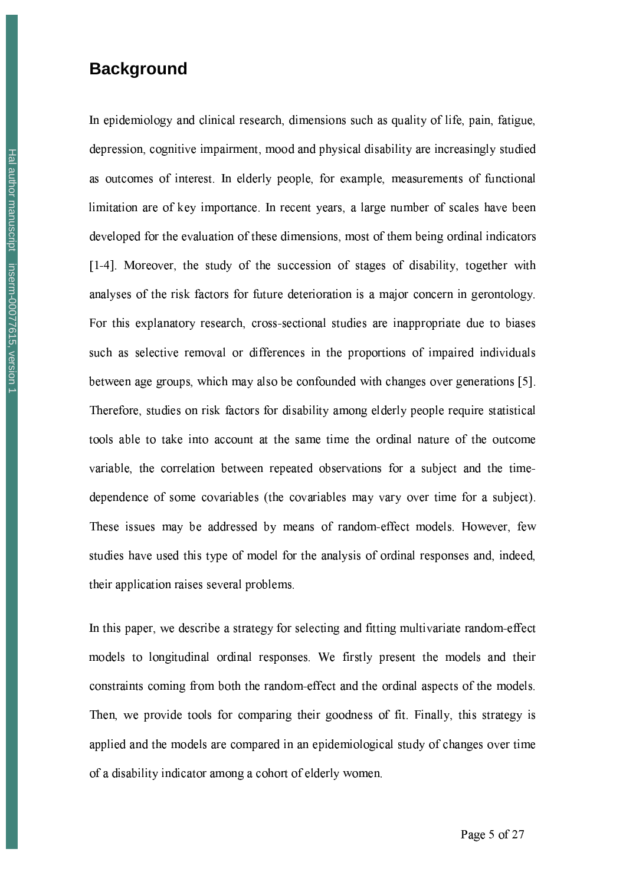## Background

In epidemiology and clinical research, dimensions such as quality of life, pain, fatigue, depression, cognitive impairment, mood and physical disability are increasingly studied as outcomes of interest. In elderly people, for example, measurements of functional limitation are of key importance. In recent years, a large number of scales have been developed for the evaluation of these dimensions, most of them being ordinal indicators [1-4]. Moreover, the study of the succession of stages of disability, together with analyses of the risk factors for future deterioration is a major concern in gerontology. For this explanatory research, cross-sectional studies are inappropriate due to biases such as selective removal or differences in the proportions of impaired individuals between age groups, which may also be confounded with changes over generations [5]. Therefore, studies on risk factors for disability among elderly people require statistical tools able to take into account at the same time the ordinal nature of the outcome variable, the correlation between repeated observations for a subject and the time-dependence of some covariables (the covariables may vary over time for a subject). These issues may be addressed by means of random-effect models. However, few studies have used this type of model for the analysis of ordinal responses and, indeed, their application raises several problems.

In this paper, we describe a strategy for selecting and fitting multivariate random-effect models to longitudinal ordinal responses. We firstly present the models and their constraints coming from both the random-effect and the ordinal aspects of the models. Then, we provide tools for comparing their goodness of fit. Finally, this strategy is applied and the models are compared in an epidemiological study of changes over time of a disability indicator among a cohort of elderly women.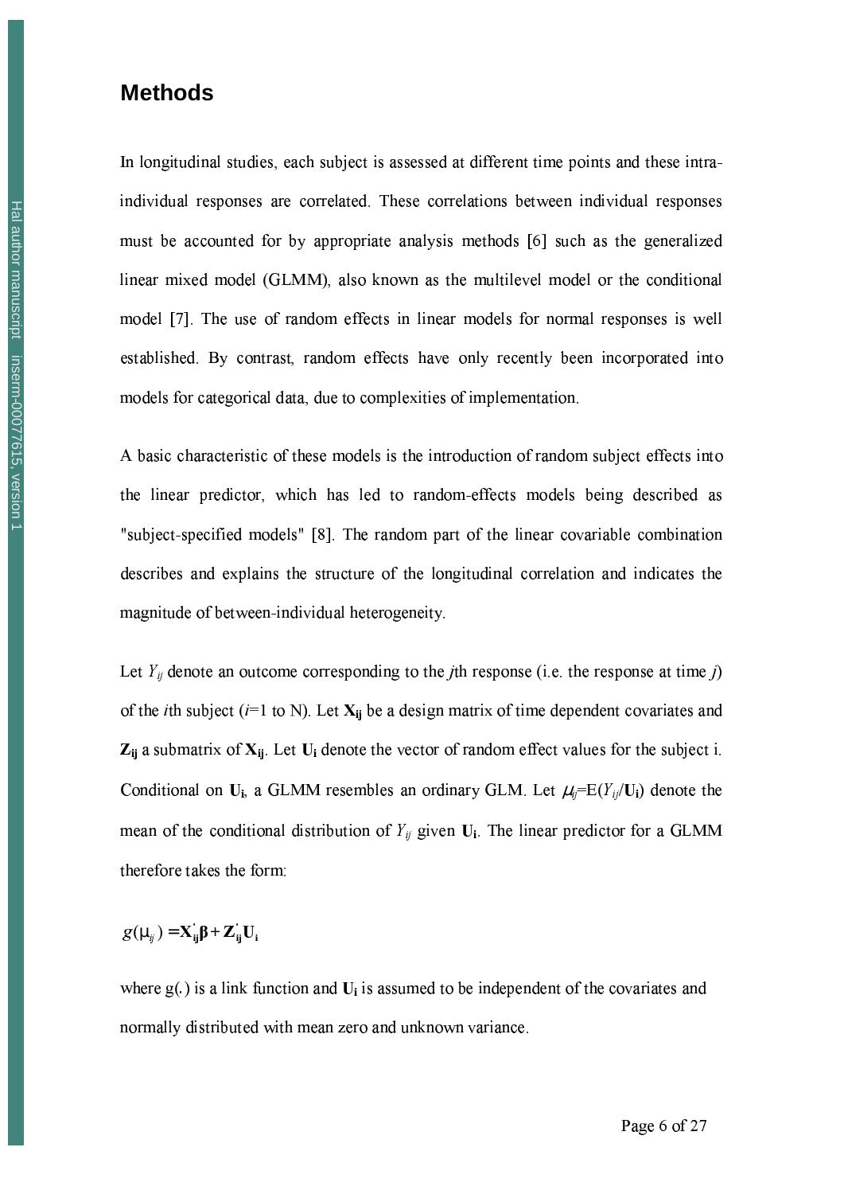## Methods

In longitudinal studies, each subject is assessed at different time points and these intra-individual responses are correlated. These correlations between individual responses must be accounted for by appropriate analysis methods [6] such as the generalized linear mixed model (GLMM), also known as the multilevel model or the conditional model [7]. The use of random effects in linear models for normal responses is well established. By contrast, random effects have only recently been incorporated into models for categorical data, due to complexities of implementation.

A basic characteristic of these models is the introduction of random subject effects into the linear predictor, which has led to random-effects models being described as "subject-specified models" [8]. The random part of the linear covariable combination describes and explains the structure of the longitudinal correlation and indicates the magnitude of between-individual heterogeneity.

Let $Y_{ij}$ denote an outcome corresponding to the $j$th response (i.e. the response at time $j$) of the $i$th subject ($i$=1 to N). Let $\mathbf{X_{ij}}$ be a design matrix of time dependent covariates and $\mathbf{Z_{ij}}$ a submatrix of $\mathbf{X_{ij}}$. Let $\mathbf{U_i}$ denote the vector of random effect values for the subject i. Conditional on $\mathbf{U_i}$, a GLMM resembles an ordinary GLM. Let $\mu_{ij}$=E($Y_{ij}$/$\mathbf{U_i}$) denote the mean of the conditional distribution of $Y_{ij}$ given $\mathbf{U_i}$. The linear predictor for a GLMM therefore takes the form:

$$g(\mu_{ij}) = \mathbf{X_{ij}^{'}}\boldsymbol{\beta} + \mathbf{Z_{ij}^{'}}\mathbf{U_i}$$

where g(.) is a link function and $\mathbf{U_i}$ is assumed to be independent of the covariates and normally distributed with mean zero and unknown variance.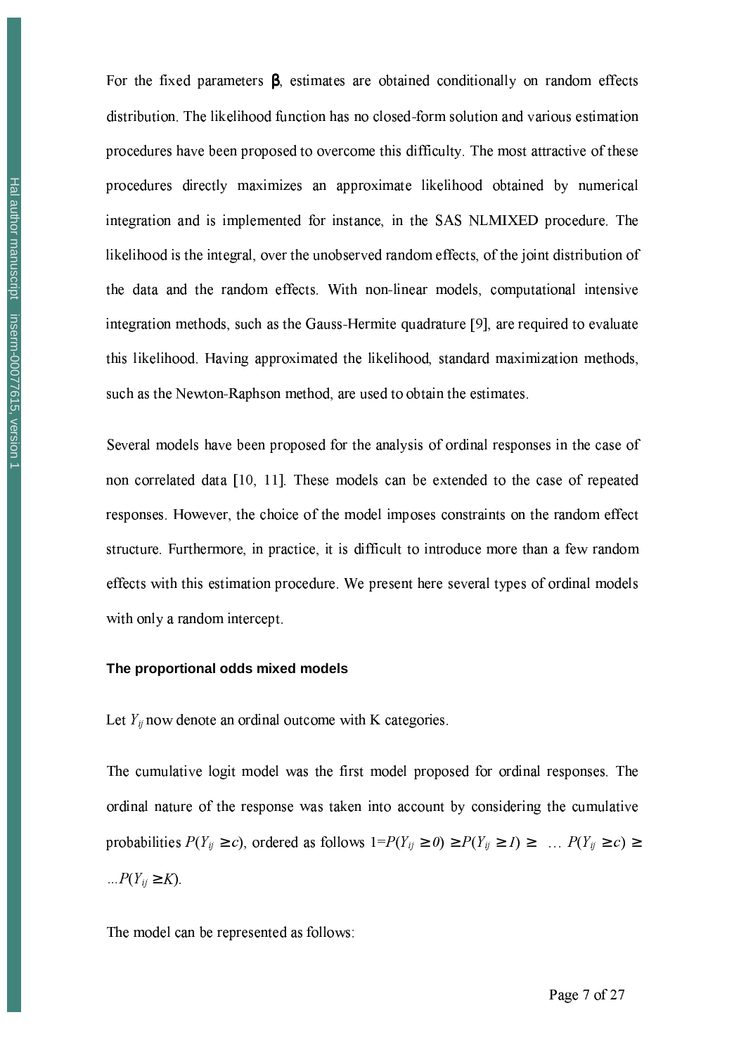For the fixed parameters **β**, estimates are obtained conditionally on random effects distribution. The likelihood function has no closed-form solution and various estimation procedures have been proposed to overcome this difficulty. The most attractive of these procedures directly maximizes an approximate likelihood obtained by numerical integration and is implemented for instance, in the SAS NLMIXED procedure. The likelihood is the integral, over the unobserved random effects, of the joint distribution of the data and the random effects. With non-linear models, computational intensive integration methods, such as the Gauss-Hermite quadrature [9], are required to evaluate this likelihood. Having approximated the likelihood, standard maximization methods, such as the Newton-Raphson method, are used to obtain the estimates.

Several models have been proposed for the analysis of ordinal responses in the case of non correlated data [10, 11]. These models can be extended to the case of repeated responses. However, the choice of the model imposes constraints on the random effect structure. Furthermore, in practice, it is difficult to introduce more than a few random effects with this estimation procedure. We present here several types of ordinal models with only a random intercept.

### The proportional odds mixed models

Let $Y_{ij}$ now denote an ordinal outcome with K categories.

The cumulative logit model was the first model proposed for ordinal responses. The ordinal nature of the response was taken into account by considering the cumulative probabilities $P(Y_{ij} \geq c)$, ordered as follows $1 = P(Y_{ij} \geq 0) \geq P(Y_{ij} \geq 1) \geq \ldots P(Y_{ij} \geq c) \geq \ldots P(Y_{ij} \geq K)$.

The model can be represented as follows: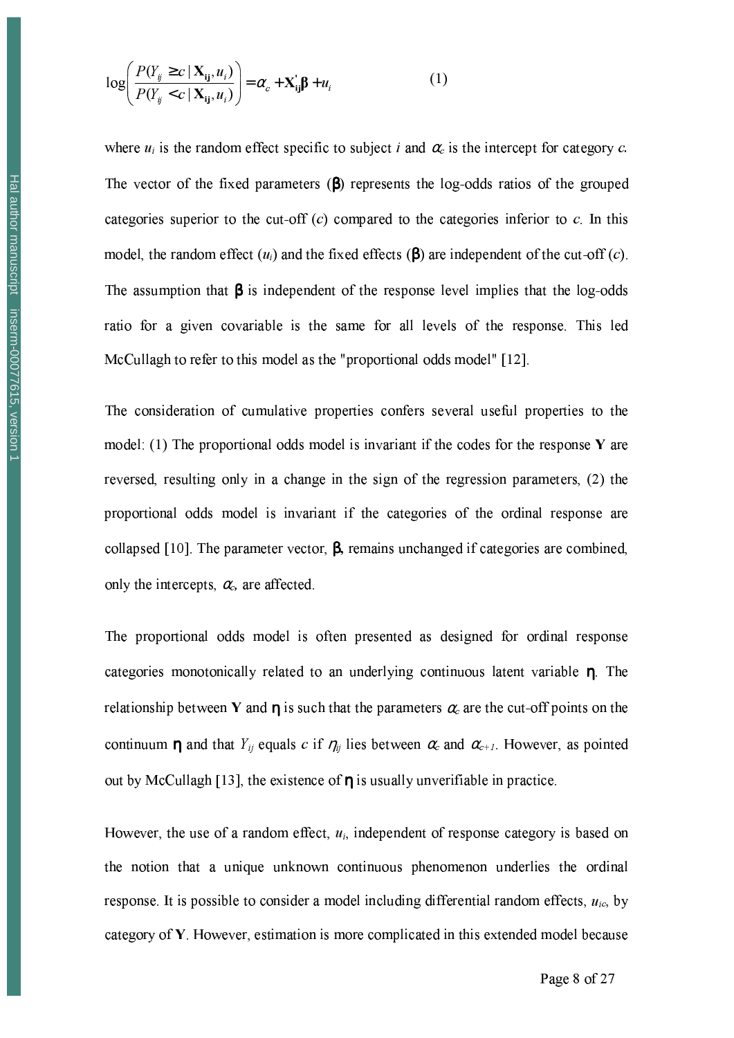$$\log\left(\frac{P(Y_{ij} \geq c \mid \mathbf{X_{ij}}, u_i)}{P(Y_{ij} < c \mid \mathbf{X_{ij}}, u_i)}\right) = \alpha_c + \mathbf{X}_{\mathbf{ij}}^{'}\boldsymbol{\beta} + u_i \qquad (1)$$

where $u_i$ is the random effect specific to subject $i$ and $\alpha_c$ is the intercept for category $c$. The vector of the fixed parameters ($\boldsymbol{\beta}$) represents the log-odds ratios of the grouped categories superior to the cut-off ($c$) compared to the categories inferior to $c$. In this model, the random effect ($u_i$) and the fixed effects ($\boldsymbol{\beta}$) are independent of the cut-off ($c$). The assumption that $\boldsymbol{\beta}$ is independent of the response level implies that the log-odds ratio for a given covariable is the same for all levels of the response. This led McCullagh to refer to this model as the "proportional odds model" [12].

The consideration of cumulative properties confers several useful properties to the model: (1) The proportional odds model is invariant if the codes for the response **Y** are reversed, resulting only in a change in the sign of the regression parameters, (2) the proportional odds model is invariant if the categories of the ordinal response are collapsed [10]. The parameter vector, $\boldsymbol{\beta}$, remains unchanged if categories are combined, only the intercepts, $\alpha_c$, are affected.

The proportional odds model is often presented as designed for ordinal response categories monotonically related to an underlying continuous latent variable $\eta$. The relationship between **Y** and $\eta$ is such that the parameters $\alpha_c$ are the cut-off points on the continuum $\eta$ and that $Y_{ij}$ equals $c$ if $\eta_{ij}$ lies between $\alpha_c$ and $\alpha_{c+1}$. However, as pointed out by McCullagh [13], the existence of $\eta$ is usually unverifiable in practice.

However, the use of a random effect, $u_i$, independent of response category is based on the notion that a unique unknown continuous phenomenon underlies the ordinal response. It is possible to consider a model including differential random effects, $u_{ic}$, by category of **Y**. However, estimation is more complicated in this extended model because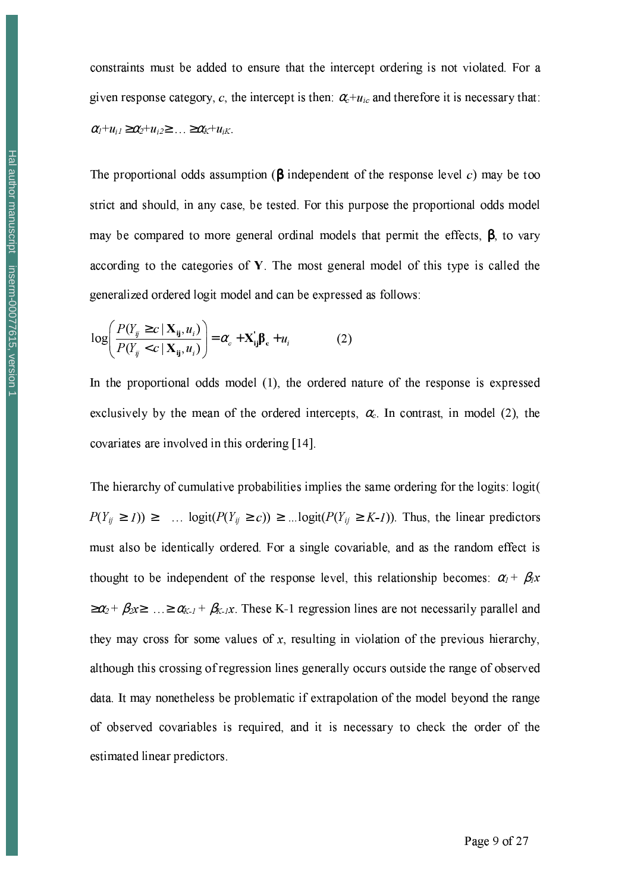constraints must be added to ensure that the intercept ordering is not violated. For a given response category, $c$, the intercept is then: $\alpha_c+u_{ic}$ and therefore it is necessary that: $\alpha_1+u_{i1} \geq \alpha_2+u_{i2} \geq \ldots \geq \alpha_K+u_{iK}$.

The proportional odds assumption ($\boldsymbol{\beta}$ independent of the response level $c$) may be too strict and should, in any case, be tested. For this purpose the proportional odds model may be compared to more general ordinal models that permit the effects, $\boldsymbol{\beta}$, to vary according to the categories of $\mathbf{Y}$. The most general model of this type is called the generalized ordered logit model and can be expressed as follows:

$$\log\left(\frac{P(Y_{ij} \geq c \mid \mathbf{X_{ij}}, u_i)}{P(Y_{ij} < c \mid \mathbf{X_{ij}}, u_i)}\right) = \alpha_c + \mathbf{X}_{\mathbf{ij}}^{'}\boldsymbol{\beta}_{\mathbf{c}} + u_i \qquad (2)$$

In the proportional odds model (1), the ordered nature of the response is expressed exclusively by the mean of the ordered intercepts, $\alpha_c$. In contrast, in model (2), the covariates are involved in this ordering [14].

The hierarchy of cumulative probabilities implies the same ordering for the logits: logit($P(Y_{ij} \geq 1)$) $\geq$ … logit($P(Y_{ij} \geq c)$) $\geq$ ...logit($P(Y_{ij} \geq K\text{-}1)$). Thus, the linear predictors must also be identically ordered. For a single covariable, and as the random effect is thought to be independent of the response level, this relationship becomes: $\alpha_1 + \beta_1 x \geq \alpha_2 + \beta_2 x \geq \ldots \geq \alpha_{K-1} + \beta_{K-1} x$. These K-1 regression lines are not necessarily parallel and they may cross for some values of $x$, resulting in violation of the previous hierarchy, although this crossing of regression lines generally occurs outside the range of observed data. It may nonetheless be problematic if extrapolation of the model beyond the range of observed covariables is required, and it is necessary to check the order of the estimated linear predictors.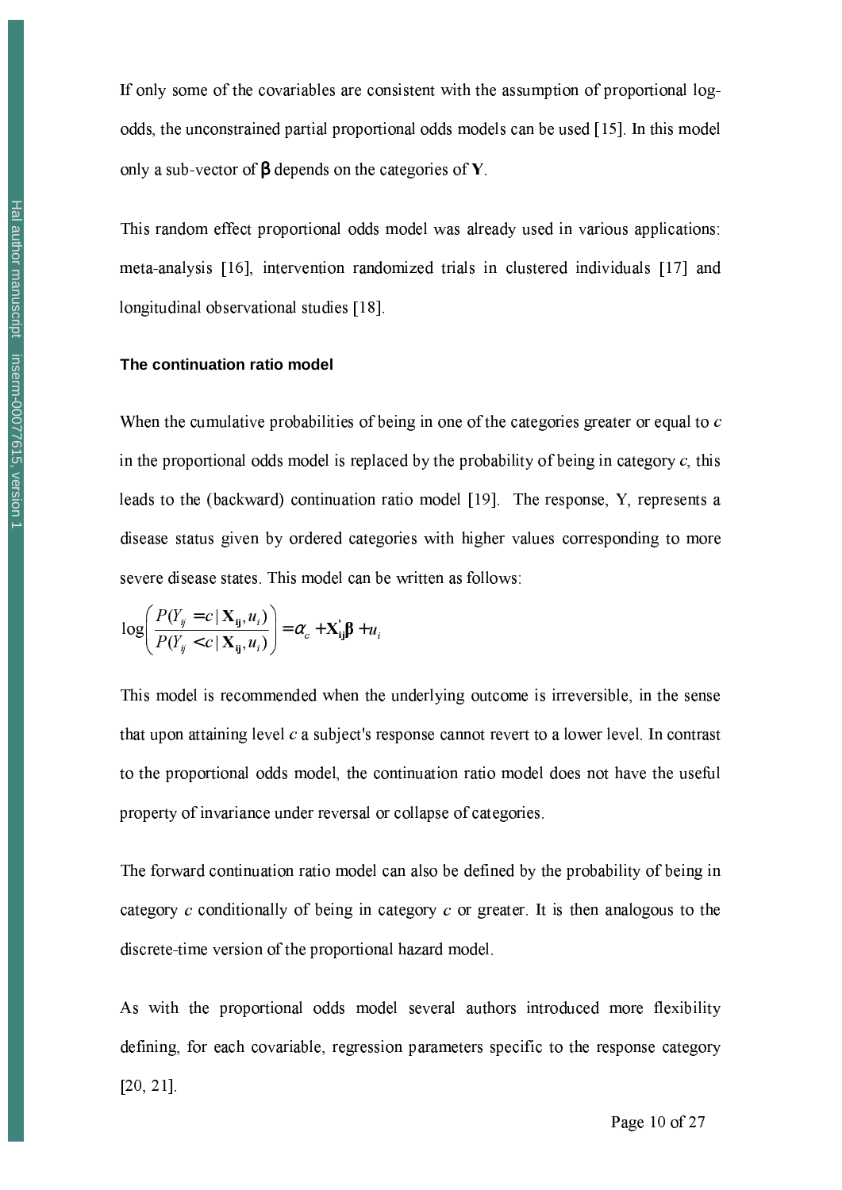If only some of the covariables are consistent with the assumption of proportional log-odds, the unconstrained partial proportional odds models can be used [15]. In this model only a sub-vector of $\boldsymbol{\beta}$ depends on the categories of $\mathbf{Y}$.

This random effect proportional odds model was already used in various applications: meta-analysis [16], intervention randomized trials in clustered individuals [17] and longitudinal observational studies [18].

### The continuation ratio model

When the cumulative probabilities of being in one of the categories greater or equal to $c$ in the proportional odds model is replaced by the probability of being in category $c$, this leads to the (backward) continuation ratio model [19]. The response, Y, represents a disease status given by ordered categories with higher values corresponding to more severe disease states. This model can be written as follows:

$$\log\left(\frac{P(Y_{ij}=c\mid \mathbf{X_{ij}},u_i)}{P(Y_{ij}<c\mid \mathbf{X_{ij}},u_i)}\right)=\alpha_c+\mathbf{X}_{\mathbf{ij}}^{'}\boldsymbol{\beta}+u_i$$

This model is recommended when the underlying outcome is irreversible, in the sense that upon attaining level $c$ a subject's response cannot revert to a lower level. In contrast to the proportional odds model, the continuation ratio model does not have the useful property of invariance under reversal or collapse of categories.

The forward continuation ratio model can also be defined by the probability of being in category $c$ conditionally of being in category $c$ or greater. It is then analogous to the discrete-time version of the proportional hazard model.

As with the proportional odds model several authors introduced more flexibility defining, for each covariable, regression parameters specific to the response category [20, 21].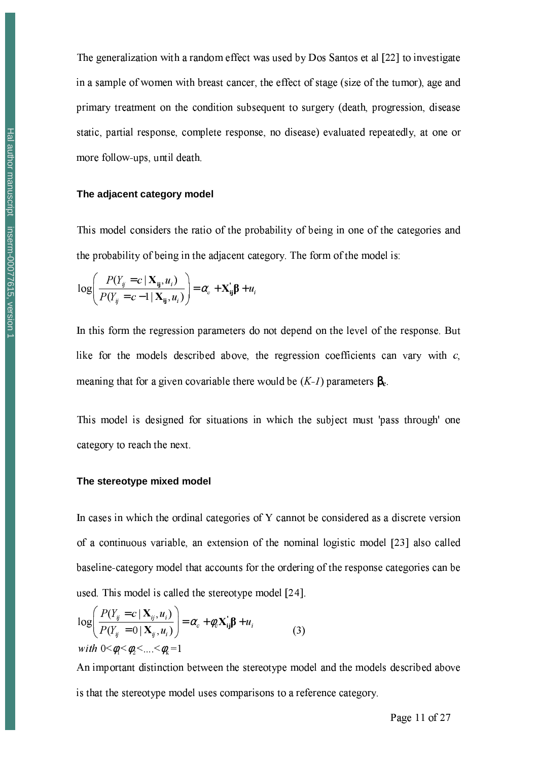The generalization with a random effect was used by Dos Santos et al [22] to investigate in a sample of women with breast cancer, the effect of stage (size of the tumor), age and primary treatment on the condition subsequent to surgery (death, progression, disease static, partial response, complete response, no disease) evaluated repeatedly, at one or more follow-ups, until death.

### The adjacent category model

This model considers the ratio of the probability of being in one of the categories and the probability of being in the adjacent category. The form of the model is:

$$\log\left(\frac{P(Y_{ij}=c \mid \mathbf{X_{ij}}, u_i)}{P(Y_{ij}=c-1 \mid \mathbf{X_{ij}}, u_i)}\right) = \alpha_c + \mathbf{X}_{\mathbf{ij}}^{'}\boldsymbol{\beta} + u_i$$

In this form the regression parameters do not depend on the level of the response. But like for the models described above, the regression coefficients can vary with *c*, meaning that for a given covariable there would be $(K-1)$ parameters $\boldsymbol{\beta}_{\mathbf{c}}$.

This model is designed for situations in which the subject must 'pass through' one category to reach the next.

### The stereotype mixed model

In cases in which the ordinal categories of Y cannot be considered as a discrete version of a continuous variable, an extension of the nominal logistic model [23] also called baseline-category model that accounts for the ordering of the response categories can be used. This model is called the stereotype model [24].

$$\log\left(\frac{P(Y_{ij}=c \mid \mathbf{X}_{ij}, u_i)}{P(Y_{ij}=0 \mid \mathbf{X}_{ij}, u_i)}\right) = \alpha_c + \phi_c \mathbf{X}_{\mathbf{ij}}^{'}\boldsymbol{\beta} + u_i \qquad (3)$$

$$\textit{with } 0 < \phi_1 < \phi_2 < \ldots < \phi_k = 1$$

An important distinction between the stereotype model and the models described above is that the stereotype model uses comparisons to a reference category.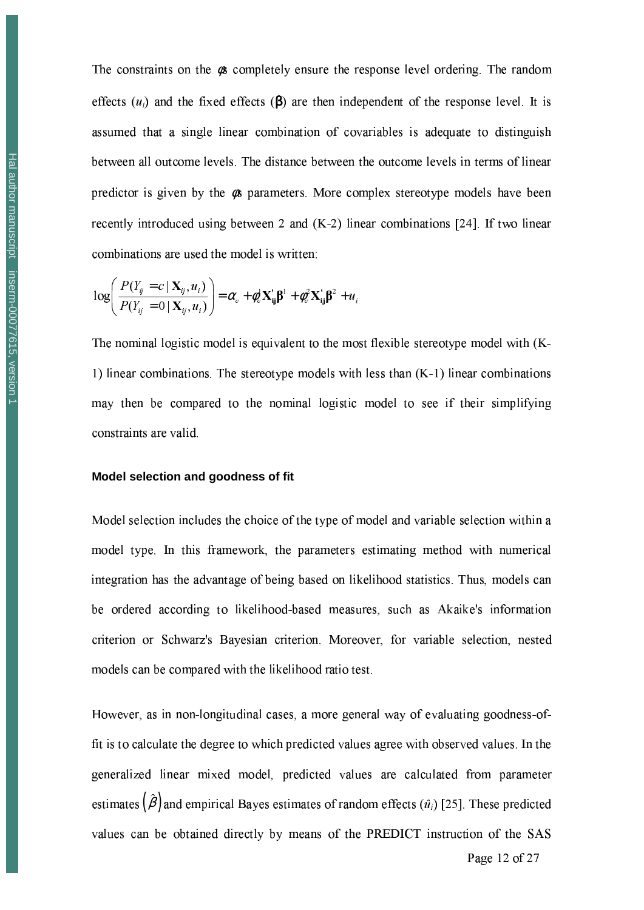The constraints on the $\phi$s completely ensure the response level ordering. The random effects ($u_i$) and the fixed effects ($\boldsymbol{\beta}$) are then independent of the response level. It is assumed that a single linear combination of covariables is adequate to distinguish between all outcome levels. The distance between the outcome levels in terms of linear predictor is given by the $\phi$s parameters. More complex stereotype models have been recently introduced using between 2 and (K-2) linear combinations [24]. If two linear combinations are used the model is written:

$$\log\left(\frac{P(Y_{ij}=c \mid \mathbf{X}_{ij},u_i)}{P(Y_{ij}=0 \mid \mathbf{X}_{ij},u_i)}\right)=\alpha_c+\phi_c^1\mathbf{X}_{\mathbf{ij}}^{'}\boldsymbol{\beta}^1+\phi_c^2\mathbf{X}_{\mathbf{ij}}^{'}\boldsymbol{\beta}^2+u_i$$

The nominal logistic model is equivalent to the most flexible stereotype model with (K-1) linear combinations. The stereotype models with less than (K-1) linear combinations may then be compared to the nominal logistic model to see if their simplifying constraints are valid.

### Model selection and goodness of fit

Model selection includes the choice of the type of model and variable selection within a model type. In this framework, the parameters estimating method with numerical integration has the advantage of being based on likelihood statistics. Thus, models can be ordered according to likelihood-based measures, such as Akaike's information criterion or Schwarz's Bayesian criterion. Moreover, for variable selection, nested models can be compared with the likelihood ratio test.

However, as in non-longitudinal cases, a more general way of evaluating goodness-of-fit is to calculate the degree to which predicted values agree with observed values. In the generalized linear mixed model, predicted values are calculated from parameter estimates $\left(\hat{\beta}\right)$ and empirical Bayes estimates of random effects ($\hat{u}_i$) [25]. These predicted values can be obtained directly by means of the PREDICT instruction of the SAS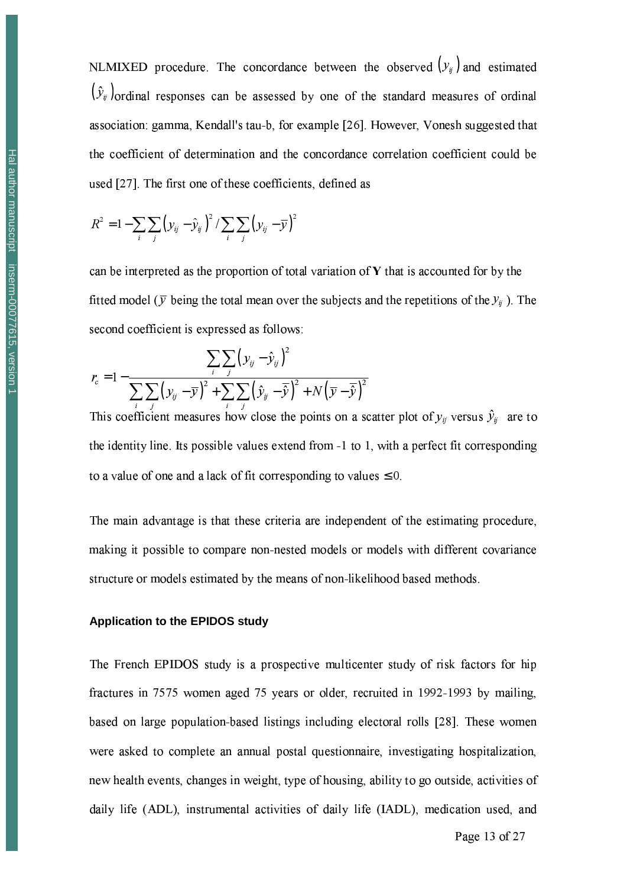NLMIXED procedure. The concordance between the observed $(y_{ij})$ and estimated $(\hat{y}_{ij})$ ordinal responses can be assessed by one of the standard measures of ordinal association: gamma, Kendall's tau-b, for example [26]. However, Vonesh suggested that the coefficient of determination and the concordance correlation coefficient could be used [27]. The first one of these coefficients, defined as

$$R^2 = 1 - \sum_i \sum_j \left(y_{ij} - \hat{y}_{ij}\right)^2 / \sum_i \sum_j \left(y_{ij} - \bar{y}\right)^2$$

can be interpreted as the proportion of total variation of **Y** that is accounted for by the fitted model ($\bar{y}$ being the total mean over the subjects and the repetitions of the $y_{ij}$). The second coefficient is expressed as follows:

$$r_c = 1 - \frac{\sum_i \sum_j \left(y_{ij} - \hat{y}_{ij}\right)^2}{\sum_i \sum_j \left(y_{ij} - \bar{y}\right)^2 + \sum_i \sum_j \left(\hat{y}_{ij} - \bar{\hat{y}}\right)^2 + N\left(\bar{y} - \bar{\hat{y}}\right)^2}$$

This coefficient measures how close the points on a scatter plot of $y_{ij}$ versus $\hat{y}_{ij}$ are to the identity line. Its possible values extend from -1 to 1, with a perfect fit corresponding to a value of one and a lack of fit corresponding to values $\leq 0$.

The main advantage is that these criteria are independent of the estimating procedure, making it possible to compare non-nested models or models with different covariance structure or models estimated by the means of non-likelihood based methods.

#### Application to the EPIDOS study

The French EPIDOS study is a prospective multicenter study of risk factors for hip fractures in 7575 women aged 75 years or older, recruited in 1992-1993 by mailing, based on large population-based listings including electoral rolls [28]. These women were asked to complete an annual postal questionnaire, investigating hospitalization, new health events, changes in weight, type of housing, ability to go outside, activities of daily life (ADL), instrumental activities of daily life (IADL), medication used, and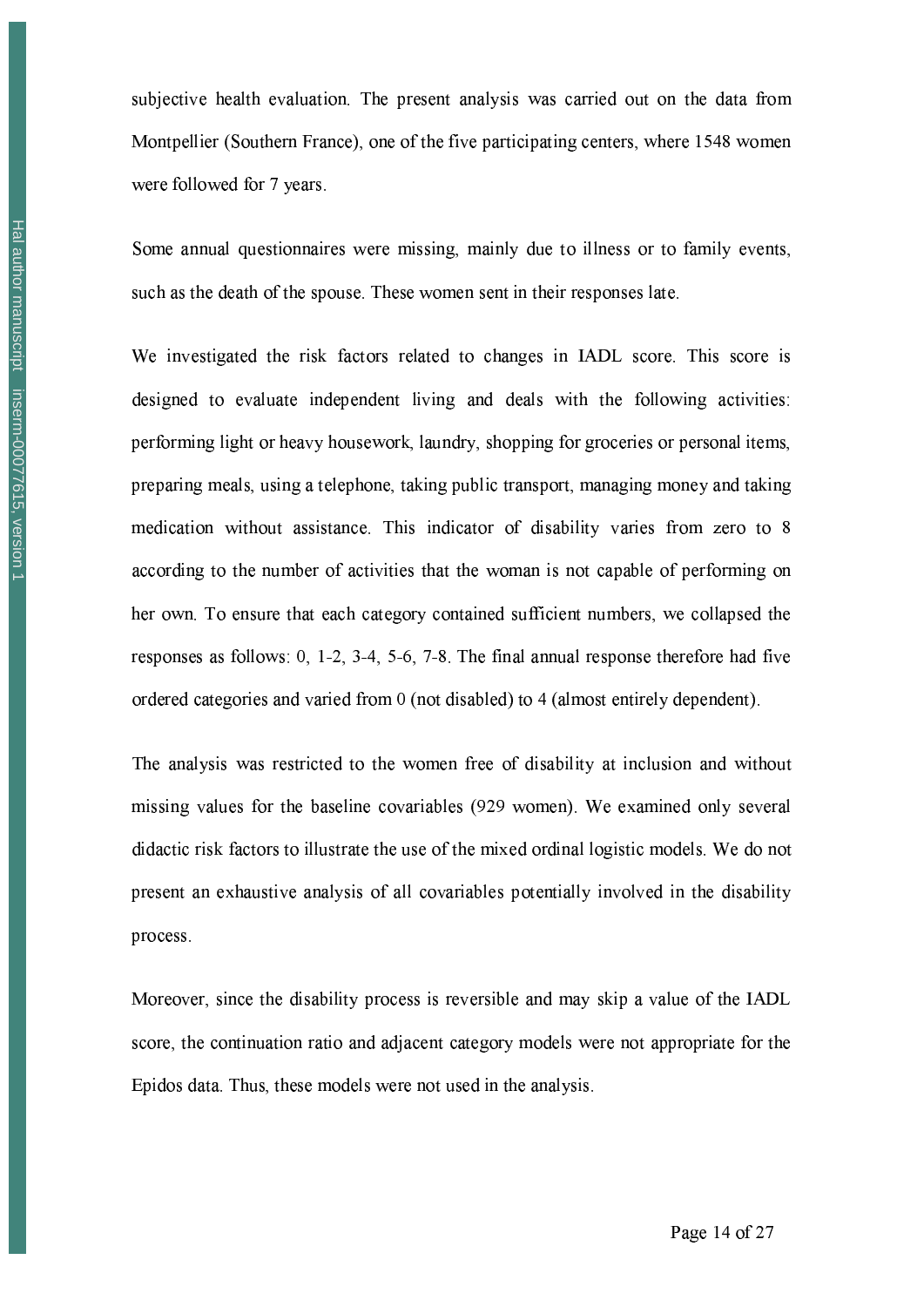subjective health evaluation. The present analysis was carried out on the data from Montpellier (Southern France), one of the five participating centers, where 1548 women were followed for 7 years.

Some annual questionnaires were missing, mainly due to illness or to family events, such as the death of the spouse. These women sent in their responses late.

We investigated the risk factors related to changes in IADL score. This score is designed to evaluate independent living and deals with the following activities: performing light or heavy housework, laundry, shopping for groceries or personal items, preparing meals, using a telephone, taking public transport, managing money and taking medication without assistance. This indicator of disability varies from zero to 8 according to the number of activities that the woman is not capable of performing on her own. To ensure that each category contained sufficient numbers, we collapsed the responses as follows: 0, 1-2, 3-4, 5-6, 7-8. The final annual response therefore had five ordered categories and varied from 0 (not disabled) to 4 (almost entirely dependent).

The analysis was restricted to the women free of disability at inclusion and without missing values for the baseline covariables (929 women). We examined only several didactic risk factors to illustrate the use of the mixed ordinal logistic models. We do not present an exhaustive analysis of all covariables potentially involved in the disability process.

Moreover, since the disability process is reversible and may skip a value of the IADL score, the continuation ratio and adjacent category models were not appropriate for the Epidos data. Thus, these models were not used in the analysis.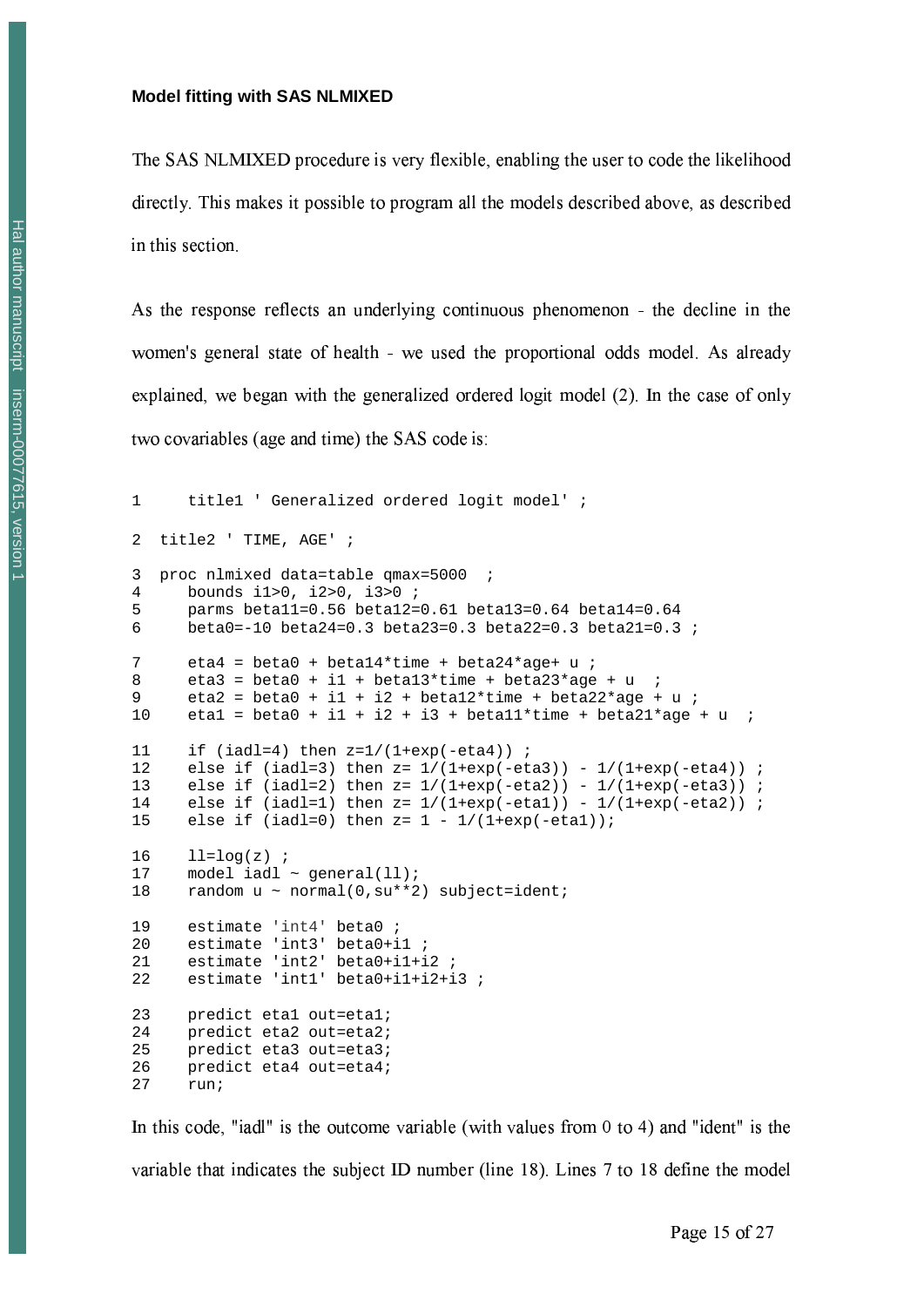### Model fitting with SAS NLMIXED

The SAS NLMIXED procedure is very flexible, enabling the user to code the likelihood directly. This makes it possible to program all the models described above, as described in this section.

As the response reflects an underlying continuous phenomenon - the decline in the women's general state of health - we used the proportional odds model. As already explained, we began with the generalized ordered logit model (2). In the case of only two covariables (age and time) the SAS code is:

```
1     title1 ' Generalized ordered logit model' ;

2  title2 ' TIME, AGE' ;

3  proc nlmixed data=table qmax=5000  ;
4     bounds i1>0, i2>0, i3>0 ;
5     parms beta11=0.56 beta12=0.61 beta13=0.64 beta14=0.64
6     beta0=-10 beta24=0.3 beta23=0.3 beta22=0.3 beta21=0.3 ;

7     eta4 = beta0 + beta14*time + beta24*age+ u ;
8     eta3 = beta0 + i1 + beta13*time + beta23*age + u  ;
9     eta2 = beta0 + i1 + i2 + beta12*time + beta22*age + u ;
10    eta1 = beta0 + i1 + i2 + i3 + beta11*time + beta21*age + u  ;

11    if (iadl=4) then z=1/(1+exp(-eta4)) ;
12    else if (iadl=3) then z= 1/(1+exp(-eta3)) - 1/(1+exp(-eta4)) ;
13    else if (iadl=2) then z= 1/(1+exp(-eta2)) - 1/(1+exp(-eta3)) ;
14    else if (iadl=1) then z= 1/(1+exp(-eta1)) - 1/(1+exp(-eta2)) ;
15    else if (iadl=0) then z= 1 - 1/(1+exp(-eta1));

16    ll=log(z) ;
17    model iadl ~ general(ll);
18    random u ~ normal(0,su**2) subject=ident;

19    estimate 'int4' beta0 ;
20    estimate 'int3' beta0+i1 ;
21    estimate 'int2' beta0+i1+i2 ;
22    estimate 'int1' beta0+i1+i2+i3 ;

23    predict eta1 out=eta1;
24    predict eta2 out=eta2;
25    predict eta3 out=eta3;
26    predict eta4 out=eta4;
27    run;
```

In this code, "iadl" is the outcome variable (with values from 0 to 4) and "ident" is the variable that indicates the subject ID number (line 18). Lines 7 to 18 define the model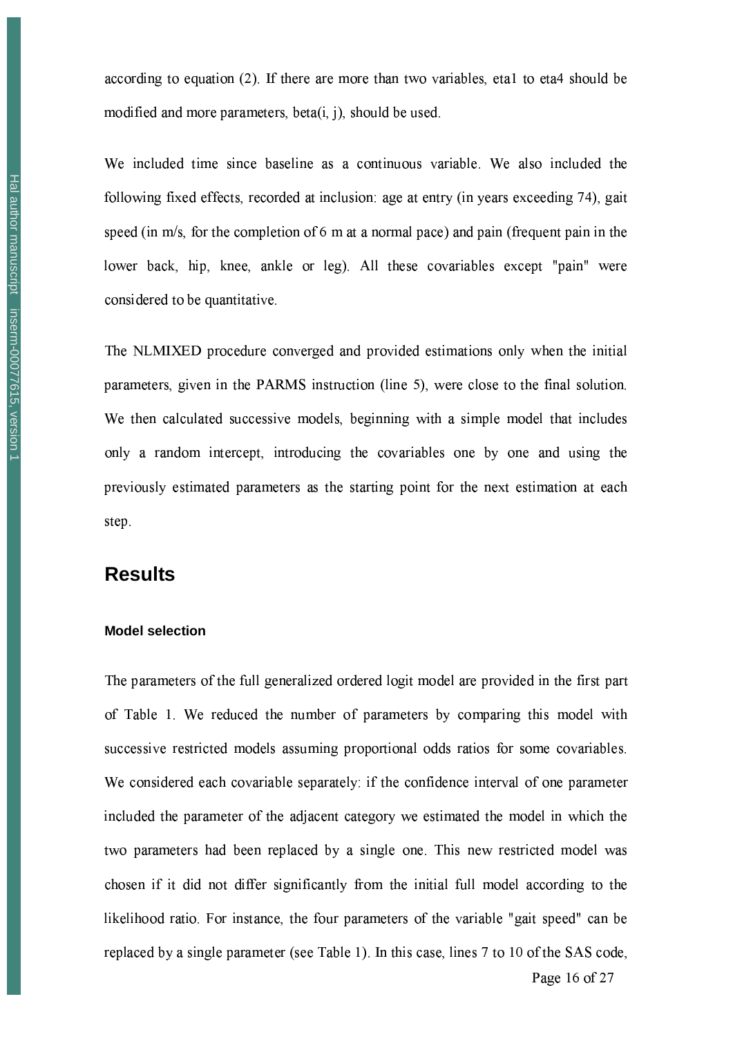according to equation (2). If there are more than two variables, eta1 to eta4 should be modified and more parameters, beta(i, j), should be used.

We included time since baseline as a continuous variable. We also included the following fixed effects, recorded at inclusion: age at entry (in years exceeding 74), gait speed (in m/s, for the completion of 6 m at a normal pace) and pain (frequent pain in the lower back, hip, knee, ankle or leg). All these covariables except "pain" were considered to be quantitative.

The NLMIXED procedure converged and provided estimations only when the initial parameters, given in the PARMS instruction (line 5), were close to the final solution. We then calculated successive models, beginning with a simple model that includes only a random intercept, introducing the covariables one by one and using the previously estimated parameters as the starting point for the next estimation at each step.

## Results

### Model selection

The parameters of the full generalized ordered logit model are provided in the first part of Table 1. We reduced the number of parameters by comparing this model with successive restricted models assuming proportional odds ratios for some covariables. We considered each covariable separately: if the confidence interval of one parameter included the parameter of the adjacent category we estimated the model in which the two parameters had been replaced by a single one. This new restricted model was chosen if it did not differ significantly from the initial full model according to the likelihood ratio. For instance, the four parameters of the variable "gait speed" can be replaced by a single parameter (see Table 1). In this case, lines 7 to 10 of the SAS code,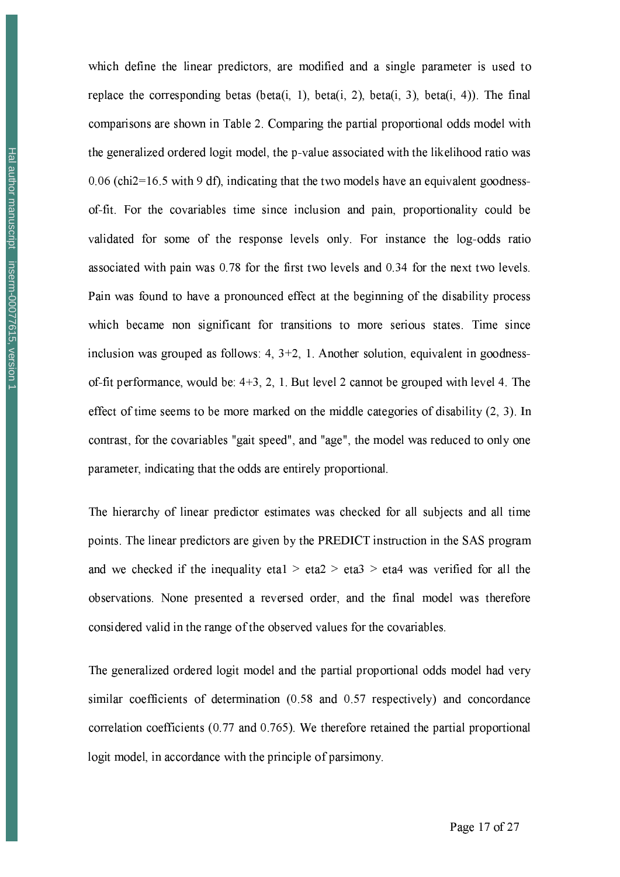which define the linear predictors, are modified and a single parameter is used to replace the corresponding betas (beta(i, 1), beta(i, 2), beta(i, 3), beta(i, 4)). The final comparisons are shown in Table 2. Comparing the partial proportional odds model with the generalized ordered logit model, the p-value associated with the likelihood ratio was 0.06 (chi2=16.5 with 9 df), indicating that the two models have an equivalent goodness-of-fit. For the covariables time since inclusion and pain, proportionality could be validated for some of the response levels only. For instance the log-odds ratio associated with pain was 0.78 for the first two levels and 0.34 for the next two levels. Pain was found to have a pronounced effect at the beginning of the disability process which became non significant for transitions to more serious states. Time since inclusion was grouped as follows: 4, 3+2, 1. Another solution, equivalent in goodness-of-fit performance, would be: 4+3, 2, 1. But level 2 cannot be grouped with level 4. The effect of time seems to be more marked on the middle categories of disability (2, 3). In contrast, for the covariables "gait speed", and "age", the model was reduced to only one parameter, indicating that the odds are entirely proportional.

The hierarchy of linear predictor estimates was checked for all subjects and all time points. The linear predictors are given by the PREDICT instruction in the SAS program and we checked if the inequality eta1 > eta2 > eta3 > eta4 was verified for all the observations. None presented a reversed order, and the final model was therefore considered valid in the range of the observed values for the covariables.

The generalized ordered logit model and the partial proportional odds model had very similar coefficients of determination (0.58 and 0.57 respectively) and concordance correlation coefficients (0.77 and 0.765). We therefore retained the partial proportional logit model, in accordance with the principle of parsimony.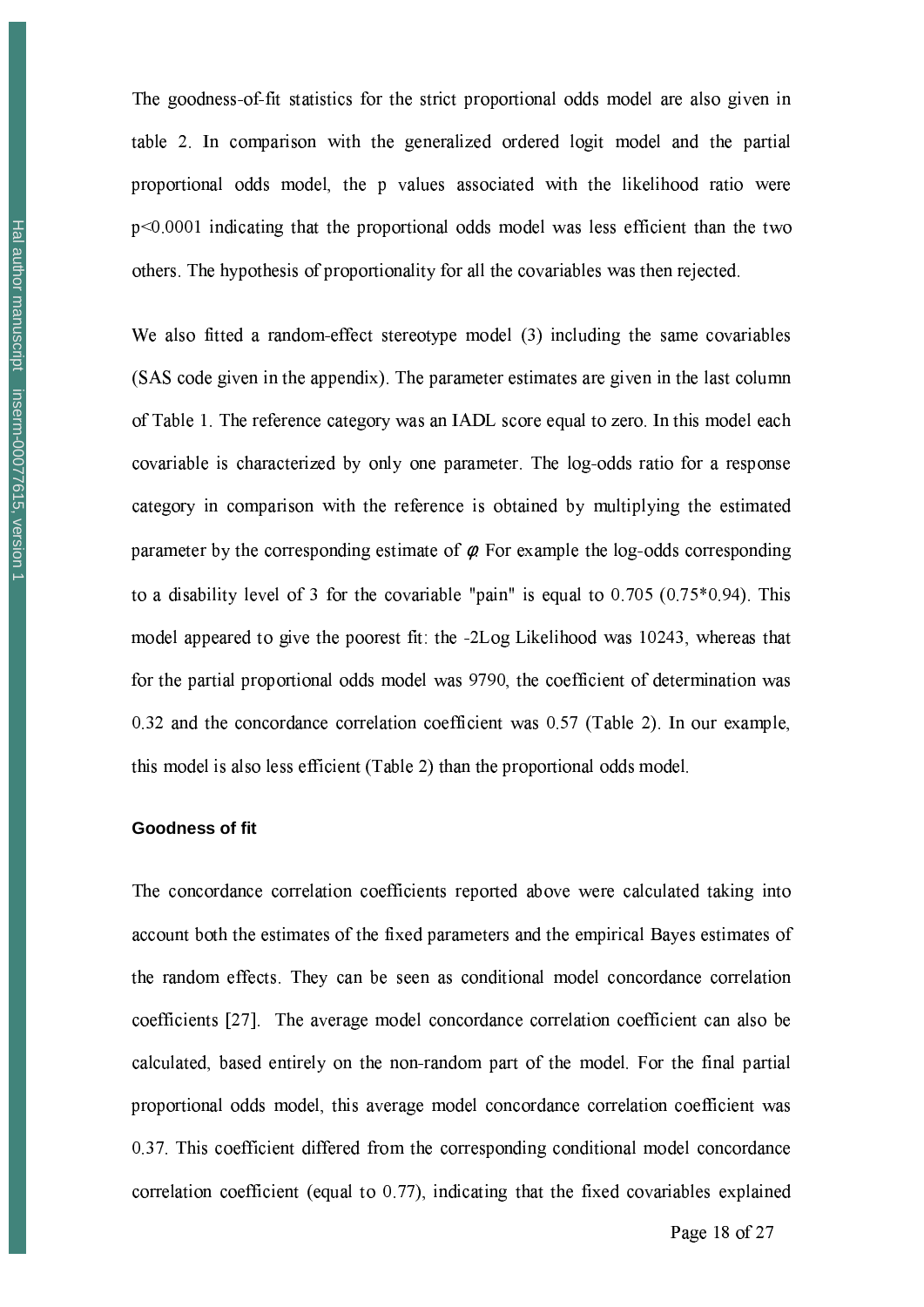The goodness-of-fit statistics for the strict proportional odds model are also given in table 2. In comparison with the generalized ordered logit model and the partial proportional odds model, the p values associated with the likelihood ratio were $p<0.0001$ indicating that the proportional odds model was less efficient than the two others. The hypothesis of proportionality for all the covariables was then rejected.

We also fitted a random-effect stereotype model (3) including the same covariables (SAS code given in the appendix). The parameter estimates are given in the last column of Table 1. The reference category was an IADL score equal to zero. In this model each covariable is characterized by only one parameter. The log-odds ratio for a response category in comparison with the reference is obtained by multiplying the estimated parameter by the corresponding estimate of $\varphi$. For example the log-odds corresponding to a disability level of 3 for the covariable "pain" is equal to 0.705 (0.75*0.94). This model appeared to give the poorest fit: the -2Log Likelihood was 10243, whereas that for the partial proportional odds model was 9790, the coefficient of determination was 0.32 and the concordance correlation coefficient was 0.57 (Table 2). In our example, this model is also less efficient (Table 2) than the proportional odds model.

### Goodness of fit

The concordance correlation coefficients reported above were calculated taking into account both the estimates of the fixed parameters and the empirical Bayes estimates of the random effects. They can be seen as conditional model concordance correlation coefficients [27]. The average model concordance correlation coefficient can also be calculated, based entirely on the non-random part of the model. For the final partial proportional odds model, this average model concordance correlation coefficient was 0.37. This coefficient differed from the corresponding conditional model concordance correlation coefficient (equal to 0.77), indicating that the fixed covariables explained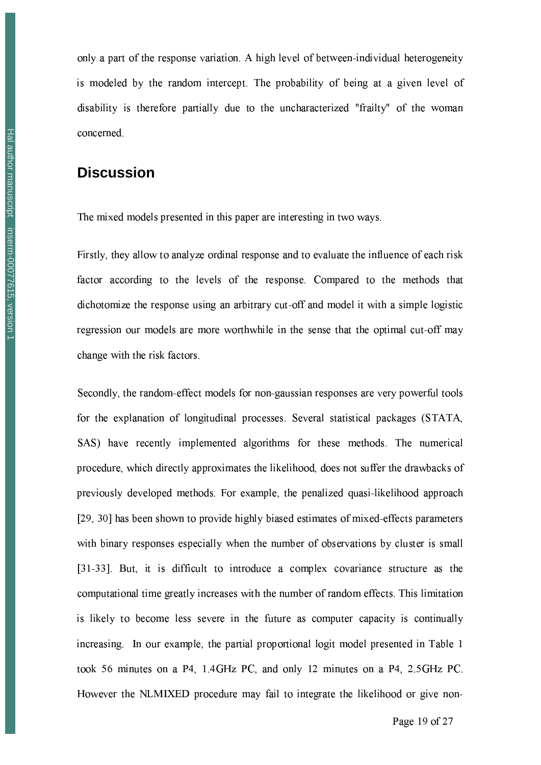only a part of the response variation. A high level of between-individual heterogeneity is modeled by the random intercept. The probability of being at a given level of disability is therefore partially due to the uncharacterized "frailty" of the woman concerned.

## Discussion

The mixed models presented in this paper are interesting in two ways.

Firstly, they allow to analyze ordinal response and to evaluate the influence of each risk factor according to the levels of the response. Compared to the methods that dichotomize the response using an arbitrary cut-off and model it with a simple logistic regression our models are more worthwhile in the sense that the optimal cut-off may change with the risk factors.

Secondly, the random-effect models for non-gaussian responses are very powerful tools for the explanation of longitudinal processes. Several statistical packages (STATA, SAS) have recently implemented algorithms for these methods. The numerical procedure, which directly approximates the likelihood, does not suffer the drawbacks of previously developed methods. For example, the penalized quasi-likelihood approach [29, 30] has been shown to provide highly biased estimates of mixed-effects parameters with binary responses especially when the number of observations by cluster is small [31-33]. But, it is difficult to introduce a complex covariance structure as the computational time greatly increases with the number of random effects. This limitation is likely to become less severe in the future as computer capacity is continually increasing. In our example, the partial proportional logit model presented in Table 1 took 56 minutes on a P4, 1.4GHz PC, and only 12 minutes on a P4, 2.5GHz PC. However the NLMIXED procedure may fail to integrate the likelihood or give non-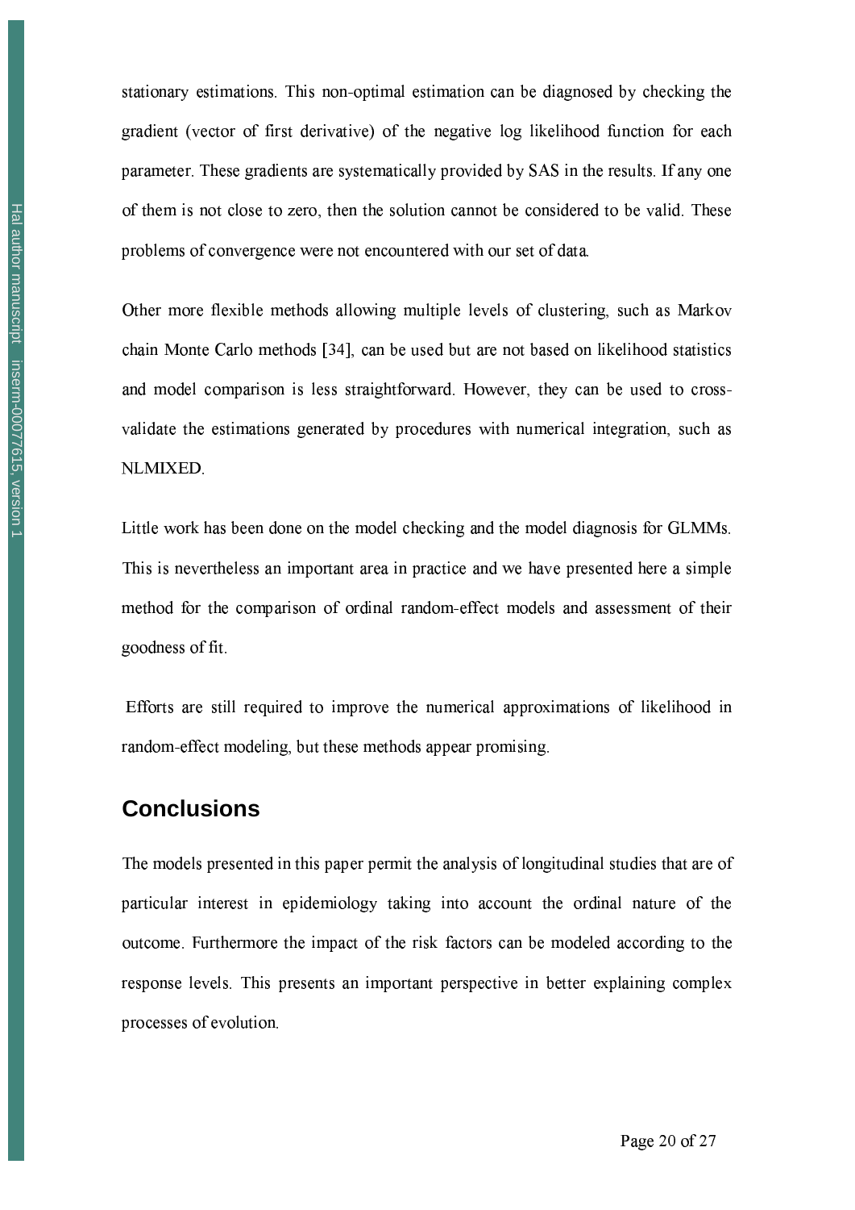stationary estimations. This non-optimal estimation can be diagnosed by checking the gradient (vector of first derivative) of the negative log likelihood function for each parameter. These gradients are systematically provided by SAS in the results. If any one of them is not close to zero, then the solution cannot be considered to be valid. These problems of convergence were not encountered with our set of data.

Other more flexible methods allowing multiple levels of clustering, such as Markov chain Monte Carlo methods [34], can be used but are not based on likelihood statistics and model comparison is less straightforward. However, they can be used to cross-validate the estimations generated by procedures with numerical integration, such as NLMIXED.

Little work has been done on the model checking and the model diagnosis for GLMMs. This is nevertheless an important area in practice and we have presented here a simple method for the comparison of ordinal random-effect models and assessment of their goodness of fit.

Efforts are still required to improve the numerical approximations of likelihood in random-effect modeling, but these methods appear promising.

## Conclusions

The models presented in this paper permit the analysis of longitudinal studies that are of particular interest in epidemiology taking into account the ordinal nature of the outcome. Furthermore the impact of the risk factors can be modeled according to the response levels. This presents an important perspective in better explaining complex processes of evolution.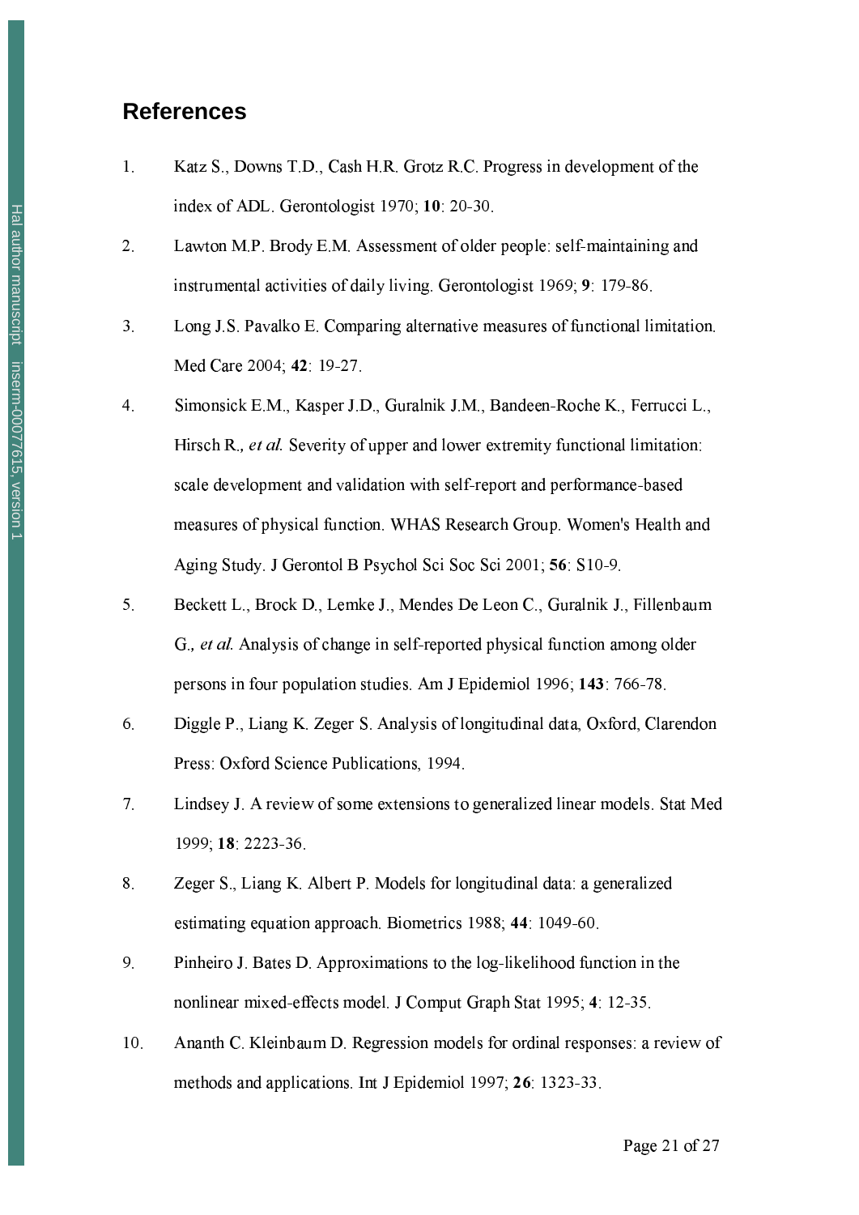## References

1. Katz S., Downs T.D., Cash H.R. Grotz R.C. Progress in development of the index of ADL. Gerontologist 1970; **10**: 20-30.
2. Lawton M.P. Brody E.M. Assessment of older people: self-maintaining and instrumental activities of daily living. Gerontologist 1969; **9**: 179-86.
3. Long J.S. Pavalko E. Comparing alternative measures of functional limitation. Med Care 2004; **42**: 19-27.
4. Simonsick E.M., Kasper J.D., Guralnik J.M., Bandeen-Roche K., Ferrucci L., Hirsch R., *et al.* Severity of upper and lower extremity functional limitation: scale development and validation with self-report and performance-based measures of physical function. WHAS Research Group. Women's Health and Aging Study. J Gerontol B Psychol Sci Soc Sci 2001; **56**: S10-9.
5. Beckett L., Brock D., Lemke J., Mendes De Leon C., Guralnik J., Fillenbaum G., *et al.* Analysis of change in self-reported physical function among older persons in four population studies. Am J Epidemiol 1996; **143**: 766-78.
6. Diggle P., Liang K. Zeger S. Analysis of longitudinal data, Oxford, Clarendon Press: Oxford Science Publications, 1994.
7. Lindsey J. A review of some extensions to generalized linear models. Stat Med 1999; **18**: 2223-36.
8. Zeger S., Liang K. Albert P. Models for longitudinal data: a generalized estimating equation approach. Biometrics 1988; **44**: 1049-60.
9. Pinheiro J. Bates D. Approximations to the log-likelihood function in the nonlinear mixed-effects model. J Comput Graph Stat 1995; **4**: 12-35.
10. Ananth C. Kleinbaum D. Regression models for ordinal responses: a review of methods and applications. Int J Epidemiol 1997; **26**: 1323-33.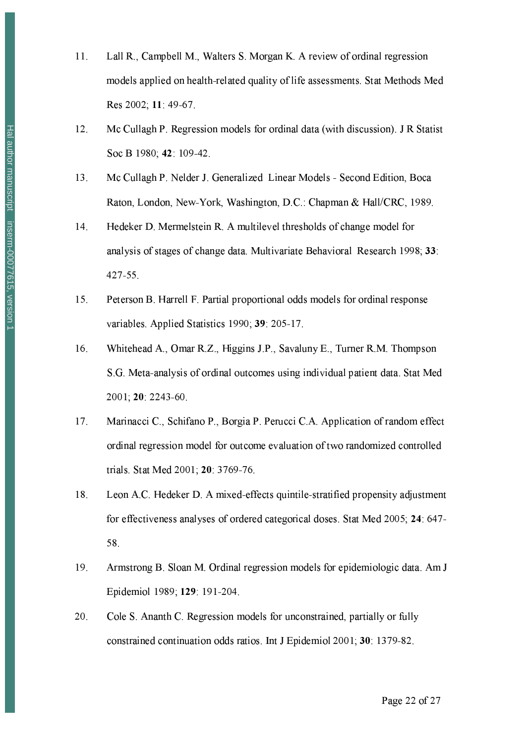11. Lall R., Campbell M., Walters S. Morgan K. A review of ordinal regression models applied on health-related quality of life assessments. Stat Methods Med Res 2002; **11**: 49-67.

12. Mc Cullagh P. Regression models for ordinal data (with discussion). J R Statist Soc B 1980; **42**: 109-42.

13. Mc Cullagh P. Nelder J. Generalized Linear Models - Second Edition, Boca Raton, London, New-York, Washington, D.C.: Chapman & Hall/CRC, 1989.

14. Hedeker D. Mermelstein R. A multilevel thresholds of change model for analysis of stages of change data. Multivariate Behavioral Research 1998; **33**: 427-55.

15. Peterson B. Harrell F. Partial proportional odds models for ordinal response variables. Applied Statistics 1990; **39**: 205-17.

16. Whitehead A., Omar R.Z., Higgins J.P., Savaluny E., Turner R.M. Thompson S.G. Meta-analysis of ordinal outcomes using individual patient data. Stat Med 2001; **20**: 2243-60.

17. Marinacci C., Schifano P., Borgia P. Perucci C.A. Application of random effect ordinal regression model for outcome evaluation of two randomized controlled trials. Stat Med 2001; **20**: 3769-76.

18. Leon A.C. Hedeker D. A mixed-effects quintile-stratified propensity adjustment for effectiveness analyses of ordered categorical doses. Stat Med 2005; **24**: 647-58.

19. Armstrong B. Sloan M. Ordinal regression models for epidemiologic data. Am J Epidemiol 1989; **129**: 191-204.

20. Cole S. Ananth C. Regression models for unconstrained, partially or fully constrained continuation odds ratios. Int J Epidemiol 2001; **30**: 1379-82.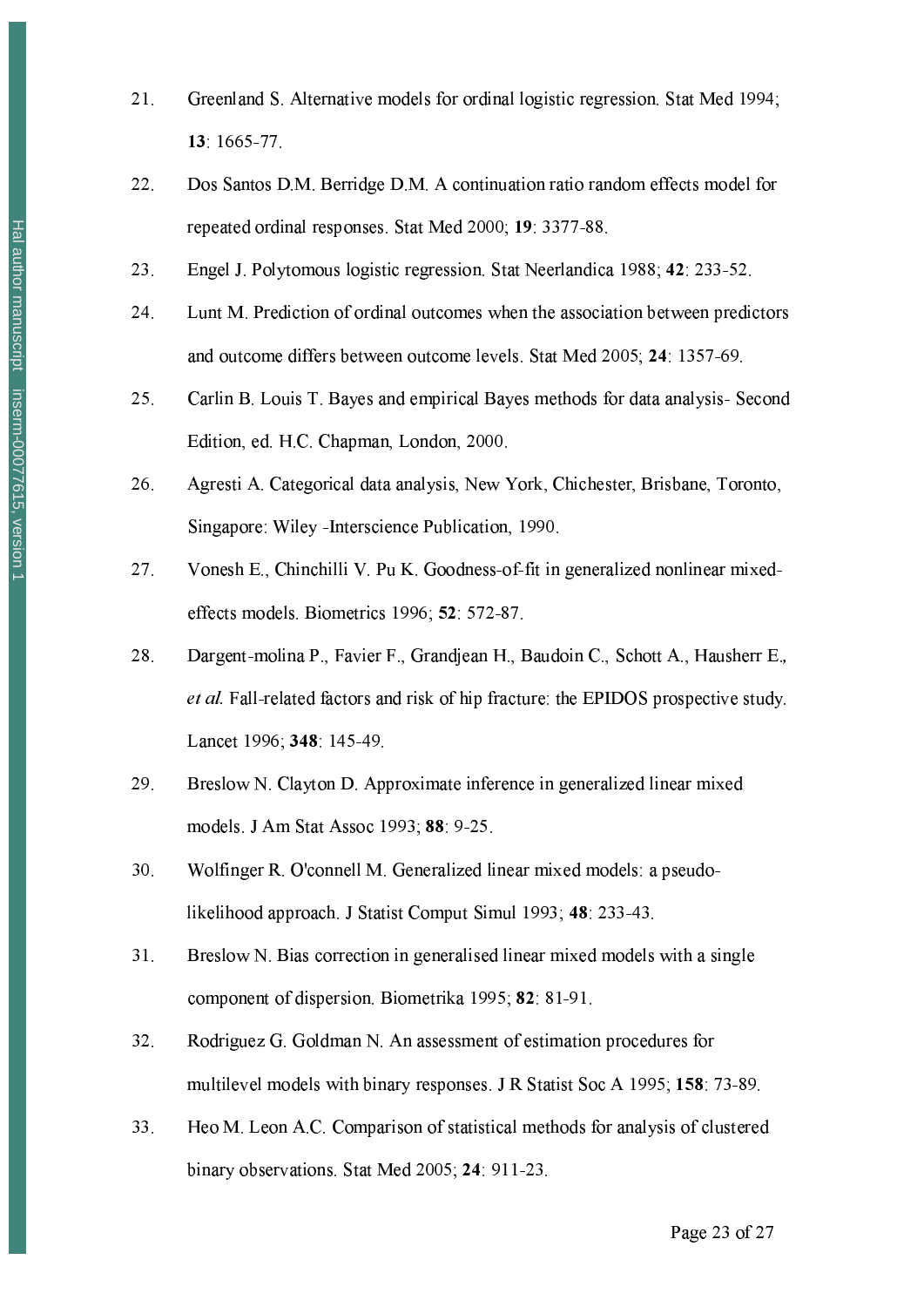21. Greenland S. Alternative models for ordinal logistic regression. Stat Med 1994; **13**: 1665-77.

22. Dos Santos D.M. Berridge D.M. A continuation ratio random effects model for repeated ordinal responses. Stat Med 2000; **19**: 3377-88.

23. Engel J. Polytomous logistic regression. Stat Neerlandica 1988; **42**: 233-52.

24. Lunt M. Prediction of ordinal outcomes when the association between predictors and outcome differs between outcome levels. Stat Med 2005; **24**: 1357-69.

25. Carlin B. Louis T. Bayes and empirical Bayes methods for data analysis- Second Edition, ed. H.C. Chapman, London, 2000.

26. Agresti A. Categorical data analysis, New York, Chichester, Brisbane, Toronto, Singapore: Wiley -Interscience Publication, 1990.

27. Vonesh E., Chinchilli V. Pu K. Goodness-of-fit in generalized nonlinear mixed-effects models. Biometrics 1996; **52**: 572-87.

28. Dargent-molina P., Favier F., Grandjean H., Baudoin C., Schott A., Hausherr E., *et al.* Fall-related factors and risk of hip fracture: the EPIDOS prospective study. Lancet 1996; **348**: 145-49.

29. Breslow N. Clayton D. Approximate inference in generalized linear mixed models. J Am Stat Assoc 1993; **88**: 9-25.

30. Wolfinger R. O'connell M. Generalized linear mixed models: a pseudo-likelihood approach. J Statist Comput Simul 1993; **48**: 233-43.

31. Breslow N. Bias correction in generalised linear mixed models with a single component of dispersion. Biometrika 1995; **82**: 81-91.

32. Rodriguez G. Goldman N. An assessment of estimation procedures for multilevel models with binary responses. J R Statist Soc A 1995; **158**: 73-89.

33. Heo M. Leon A.C. Comparison of statistical methods for analysis of clustered binary observations. Stat Med 2005; **24**: 911-23.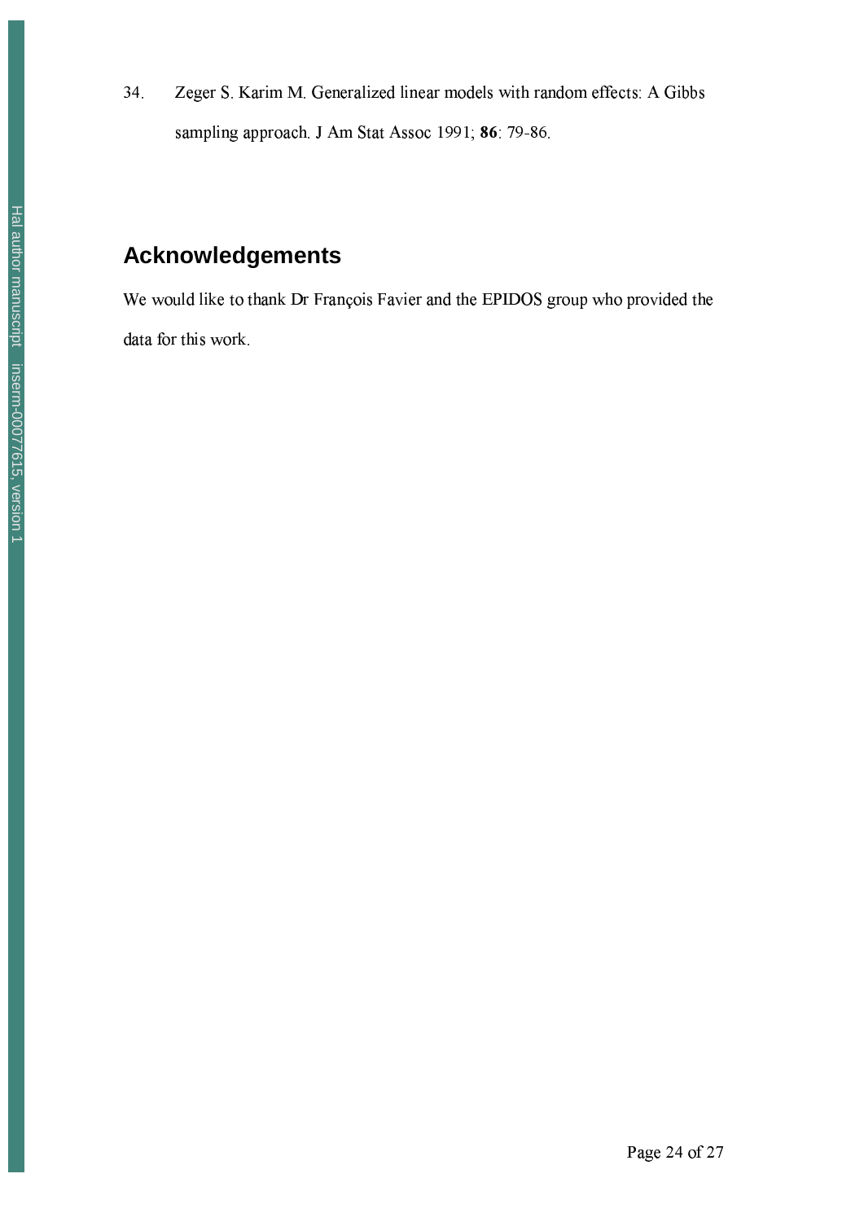34. Zeger S. Karim M. Generalized linear models with random effects: A Gibbs sampling approach. J Am Stat Assoc 1991; **86**: 79-86.

## Acknowledgements

We would like to thank Dr François Favier and the EPIDOS group who provided the data for this work.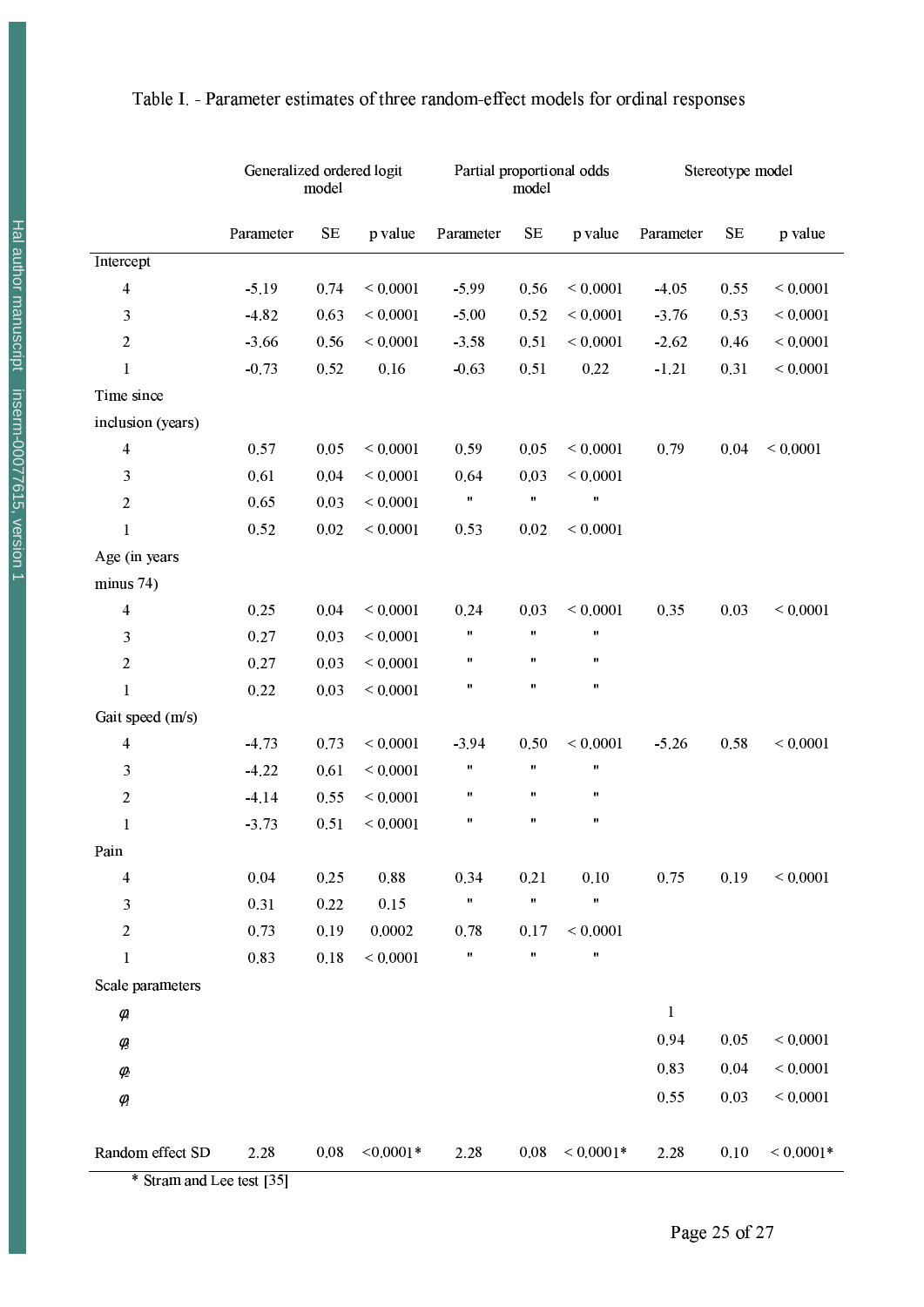Table I. - Parameter estimates of three random-effect models for ordinal responses

| | Generalized ordered logit model | | | Partial proportional odds model | | | Stereotype model | | |
|---|---|---|---|---|---|---|---|---|---|
| | Parameter | SE | p value | Parameter | SE | p value | Parameter | SE | p value |
| Intercept | | | | | | | | | |
| 4 | -5.19 | 0.74 | < 0.0001 | -5.99 | 0.56 | < 0.0001 | -4.05 | 0.55 | < 0.0001 |
| 3 | -4.82 | 0.63 | < 0.0001 | -5.00 | 0.52 | < 0.0001 | -3.76 | 0.53 | < 0.0001 |
| 2 | -3.66 | 0.56 | < 0.0001 | -3.58 | 0.51 | < 0.0001 | -2.62 | 0.46 | < 0.0001 |
| 1 | -0.73 | 0.52 | 0.16 | -0.63 | 0.51 | 0.22 | -1.21 | 0.31 | < 0.0001 |
| Time since inclusion (years) | | | | | | | | | |
| 4 | 0.57 | 0.05 | < 0.0001 | 0.59 | 0.05 | < 0.0001 | 0.79 | 0.04 | < 0.0001 |
| 3 | 0.61 | 0.04 | < 0.0001 | 0.64 | 0.03 | < 0.0001 | | | |
| 2 | 0.65 | 0.03 | < 0.0001 | " | " | " | | | |
| 1 | 0.52 | 0.02 | < 0.0001 | 0.53 | 0.02 | < 0.0001 | | | |
| Age (in years minus 74) | | | | | | | | | |
| 4 | 0.25 | 0.04 | < 0.0001 | 0.24 | 0.03 | < 0.0001 | 0.35 | 0.03 | < 0.0001 |
| 3 | 0.27 | 0.03 | < 0.0001 | " | " | " | | | |
| 2 | 0.27 | 0.03 | < 0.0001 | " | " | " | | | |
| 1 | 0.22 | 0.03 | < 0.0001 | " | " | " | | | |
| Gait speed (m/s) | | | | | | | | | |
| 4 | -4.73 | 0.73 | < 0.0001 | -3.94 | 0.50 | < 0.0001 | -5.26 | 0.58 | < 0.0001 |
| 3 | -4.22 | 0.61 | < 0.0001 | " | " | " | | | |
| 2 | -4.14 | 0.55 | < 0.0001 | " | " | " | | | |
| 1 | -3.73 | 0.51 | < 0.0001 | " | " | " | | | |
| Pain | | | | | | | | | |
| 4 | 0.04 | 0.25 | 0.88 | 0.34 | 0.21 | 0.10 | 0.75 | 0.19 | < 0.0001 |
| 3 | 0.31 | 0.22 | 0.15 | " | " | " | | | |
| 2 | 0.73 | 0.19 | 0.0002 | 0.78 | 0.17 | < 0.0001 | | | |
| 1 | 0.83 | 0.18 | < 0.0001 | " | " | " | | | |
| Scale parameters | | | | | | | | | |
| $\varphi_4$ | | | | | | | 1 | | |
| $\varphi_3$ | | | | | | | 0.94 | 0.05 | < 0.0001 |
| $\varphi_2$ | | | | | | | 0.83 | 0.04 | < 0.0001 |
| $\varphi_1$ | | | | | | | 0.55 | 0.03 | < 0.0001 |
| Random effect SD | 2.28 | 0.08 | <0.0001* | 2.28 | 0.08 | < 0.0001* | 2.28 | 0.10 | < 0.0001* |

\* Stram and Lee test [35]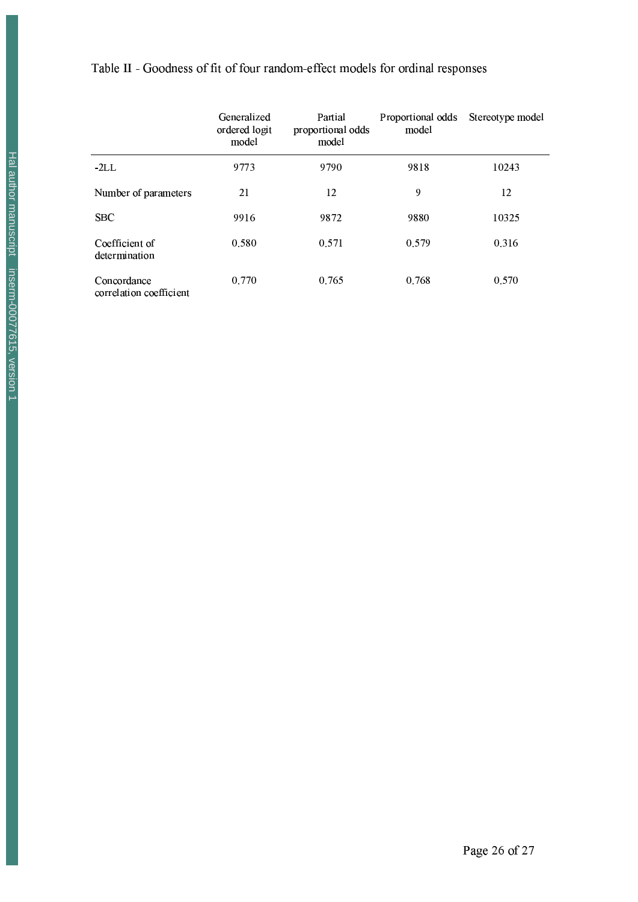Table II - Goodness of fit of four random-effect models for ordinal responses

| | Generalized ordered logit model | Partial proportional odds model | Proportional odds model | Stereotype model |
|---|---|---|---|---|
| -2LL | 9773 | 9790 | 9818 | 10243 |
| Number of parameters | 21 | 12 | 9 | 12 |
| SBC | 9916 | 9872 | 9880 | 10325 |
| Coefficient of determination | 0.580 | 0.571 | 0.579 | 0.316 |
| Concordance correlation coefficient | 0.770 | 0.765 | 0.768 | 0.570 |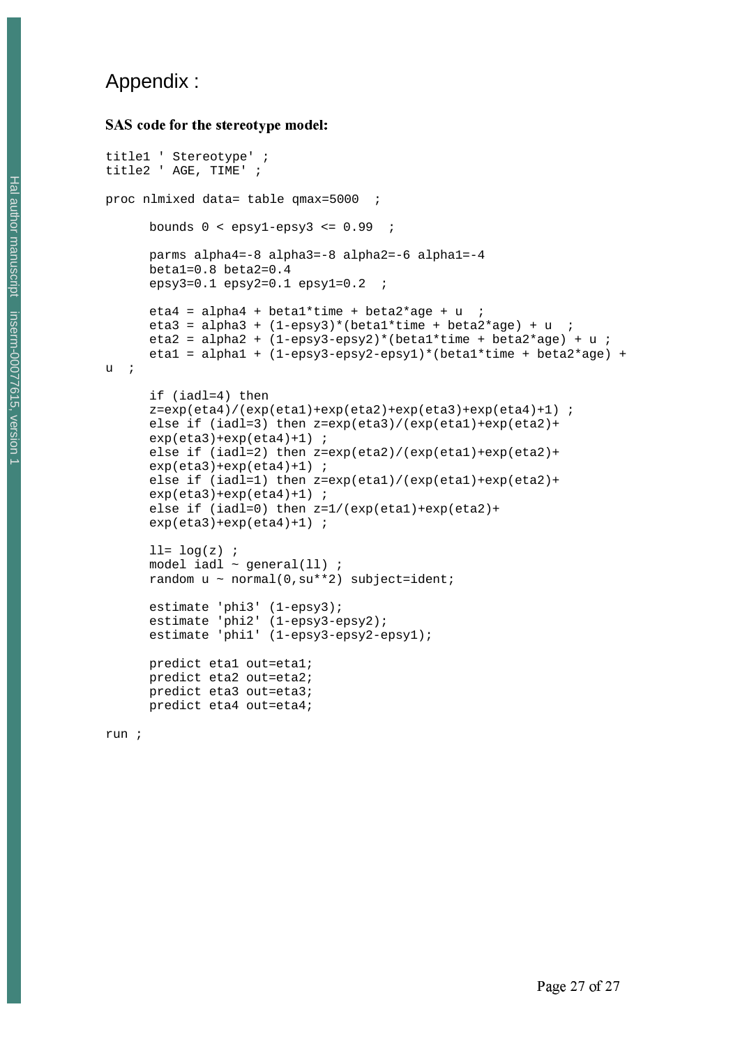# Appendix :

### SAS code for the stereotype model:

```
title1 ' Stereotype' ;
title2 ' AGE, TIME' ;

proc nlmixed data= table qmax=5000  ;

      bounds 0 < epsy1-epsy3 <= 0.99  ;

      parms alpha4=-8 alpha3=-8 alpha2=-6 alpha1=-4
      beta1=0.8 beta2=0.4
      epsy3=0.1 epsy2=0.1 epsy1=0.2  ;

      eta4 = alpha4 + beta1*time + beta2*age + u  ;
      eta3 = alpha3 + (1-epsy3)*(beta1*time + beta2*age) + u  ;
      eta2 = alpha2 + (1-epsy3-epsy2)*(beta1*time + beta2*age) + u ;
      eta1 = alpha1 + (1-epsy3-epsy2-epsy1)*(beta1*time + beta2*age) +
u  ;

      if (iadl=4) then
      z=exp(eta4)/(exp(eta1)+exp(eta2)+exp(eta3)+exp(eta4)+1) ;
      else if (iadl=3) then z=exp(eta3)/(exp(eta1)+exp(eta2)+
      exp(eta3)+exp(eta4)+1) ;
      else if (iadl=2) then z=exp(eta2)/(exp(eta1)+exp(eta2)+
      exp(eta3)+exp(eta4)+1) ;
      else if (iadl=1) then z=exp(eta1)/(exp(eta1)+exp(eta2)+
      exp(eta3)+exp(eta4)+1) ;
      else if (iadl=0) then z=1/(exp(eta1)+exp(eta2)+
      exp(eta3)+exp(eta4)+1) ;

      ll= log(z) ;
      model iadl ~ general(ll) ;
      random u ~ normal(0,su**2) subject=ident;

      estimate 'phi3' (1-epsy3);
      estimate 'phi2' (1-epsy3-epsy2);
      estimate 'phi1' (1-epsy3-epsy2-epsy1);

      predict eta1 out=eta1;
      predict eta2 out=eta2;
      predict eta3 out=eta3;
      predict eta4 out=eta4;

run ;
```